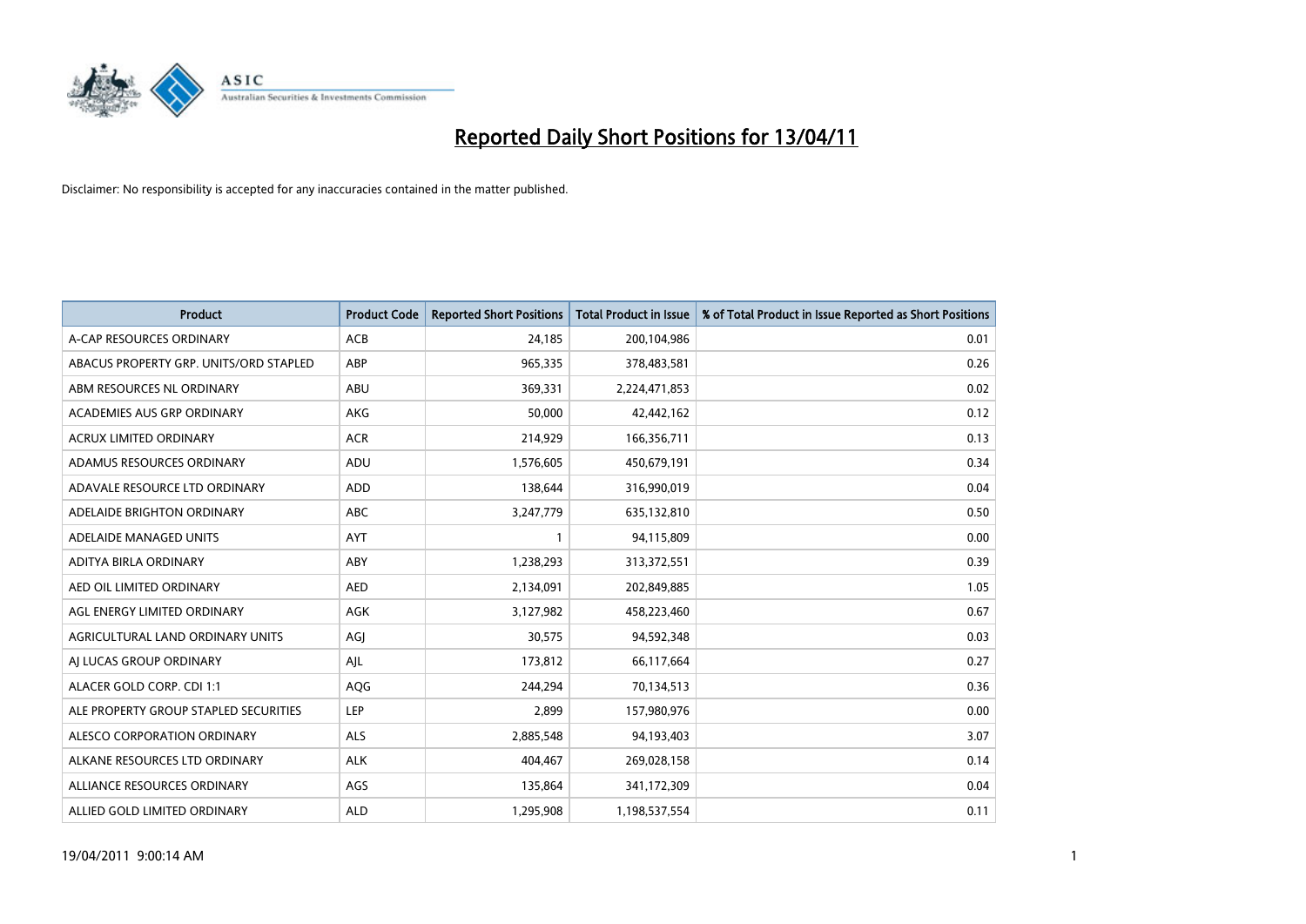# Reported Daily Short Positions for 13/04/11

Disclaimer: No responsibility is accepted for any inaccuracies contained in the matter published.

| Product | Product Code | Reported Short Positions | Total Product in Issue | % of Total Product in Issue Reported as Short Positions |
|---|---|---|---|---|
| A-CAP RESOURCES ORDINARY | ACB | 24,185 | 200,104,986 | 0.01 |
| ABACUS PROPERTY GRP. UNITS/ORD STAPLED | ABP | 965,335 | 378,483,581 | 0.26 |
| ABM RESOURCES NL ORDINARY | ABU | 369,331 | 2,224,471,853 | 0.02 |
| ACADEMIES AUS GRP ORDINARY | AKG | 50,000 | 42,442,162 | 0.12 |
| ACRUX LIMITED ORDINARY | ACR | 214,929 | 166,356,711 | 0.13 |
| ADAMUS RESOURCES ORDINARY | ADU | 1,576,605 | 450,679,191 | 0.34 |
| ADAVALE RESOURCE LTD ORDINARY | ADD | 138,644 | 316,990,019 | 0.04 |
| ADELAIDE BRIGHTON ORDINARY | ABC | 3,247,779 | 635,132,810 | 0.50 |
| ADELAIDE MANAGED UNITS | AYT | 1 | 94,115,809 | 0.00 |
| ADITYA BIRLA ORDINARY | ABY | 1,238,293 | 313,372,551 | 0.39 |
| AED OIL LIMITED ORDINARY | AED | 2,134,091 | 202,849,885 | 1.05 |
| AGL ENERGY LIMITED ORDINARY | AGK | 3,127,982 | 458,223,460 | 0.67 |
| AGRICULTURAL LAND ORDINARY UNITS | AGJ | 30,575 | 94,592,348 | 0.03 |
| AJ LUCAS GROUP ORDINARY | AJL | 173,812 | 66,117,664 | 0.27 |
| ALACER GOLD CORP. CDI 1:1 | AQG | 244,294 | 70,134,513 | 0.36 |
| ALE PROPERTY GROUP STAPLED SECURITIES | LEP | 2,899 | 157,980,976 | 0.00 |
| ALESCO CORPORATION ORDINARY | ALS | 2,885,548 | 94,193,403 | 3.07 |
| ALKANE RESOURCES LTD ORDINARY | ALK | 404,467 | 269,028,158 | 0.14 |
| ALLIANCE RESOURCES ORDINARY | AGS | 135,864 | 341,172,309 | 0.04 |
| ALLIED GOLD LIMITED ORDINARY | ALD | 1,295,908 | 1,198,537,554 | 0.11 |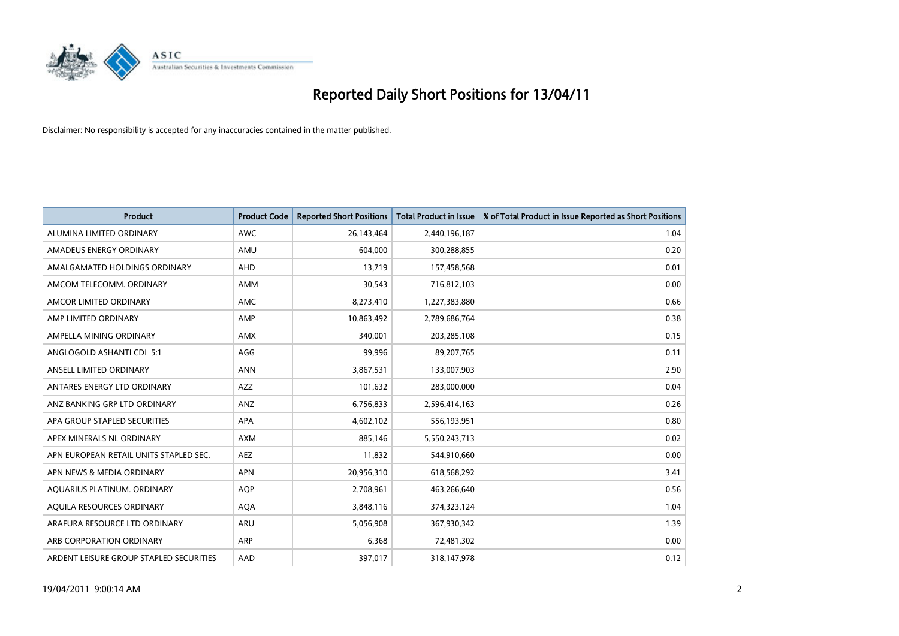# Reported Daily Short Positions for 13/04/11

Disclaimer: No responsibility is accepted for any inaccuracies contained in the matter published.

| Product | Product Code | Reported Short Positions | Total Product in Issue | % of Total Product in Issue Reported as Short Positions |
|---|---|---|---|---|
| ALUMINA LIMITED ORDINARY | AWC | 26,143,464 | 2,440,196,187 | 1.04 |
| AMADEUS ENERGY ORDINARY | AMU | 604,000 | 300,288,855 | 0.20 |
| AMALGAMATED HOLDINGS ORDINARY | AHD | 13,719 | 157,458,568 | 0.01 |
| AMCOM TELECOMM. ORDINARY | AMM | 30,543 | 716,812,103 | 0.00 |
| AMCOR LIMITED ORDINARY | AMC | 8,273,410 | 1,227,383,880 | 0.66 |
| AMP LIMITED ORDINARY | AMP | 10,863,492 | 2,789,686,764 | 0.38 |
| AMPELLA MINING ORDINARY | AMX | 340,001 | 203,285,108 | 0.15 |
| ANGLOGOLD ASHANTI CDI 5:1 | AGG | 99,996 | 89,207,765 | 0.11 |
| ANSELL LIMITED ORDINARY | ANN | 3,867,531 | 133,007,903 | 2.90 |
| ANTARES ENERGY LTD ORDINARY | AZZ | 101,632 | 283,000,000 | 0.04 |
| ANZ BANKING GRP LTD ORDINARY | ANZ | 6,756,833 | 2,596,414,163 | 0.26 |
| APA GROUP STAPLED SECURITIES | APA | 4,602,102 | 556,193,951 | 0.80 |
| APEX MINERALS NL ORDINARY | AXM | 885,146 | 5,550,243,713 | 0.02 |
| APN EUROPEAN RETAIL UNITS STAPLED SEC. | AEZ | 11,832 | 544,910,660 | 0.00 |
| APN NEWS & MEDIA ORDINARY | APN | 20,956,310 | 618,568,292 | 3.41 |
| AQUARIUS PLATINUM. ORDINARY | AQP | 2,708,961 | 463,266,640 | 0.56 |
| AQUILA RESOURCES ORDINARY | AQA | 3,848,116 | 374,323,124 | 1.04 |
| ARAFURA RESOURCE LTD ORDINARY | ARU | 5,056,908 | 367,930,342 | 1.39 |
| ARB CORPORATION ORDINARY | ARP | 6,368 | 72,481,302 | 0.00 |
| ARDENT LEISURE GROUP STAPLED SECURITIES | AAD | 397,017 | 318,147,978 | 0.12 |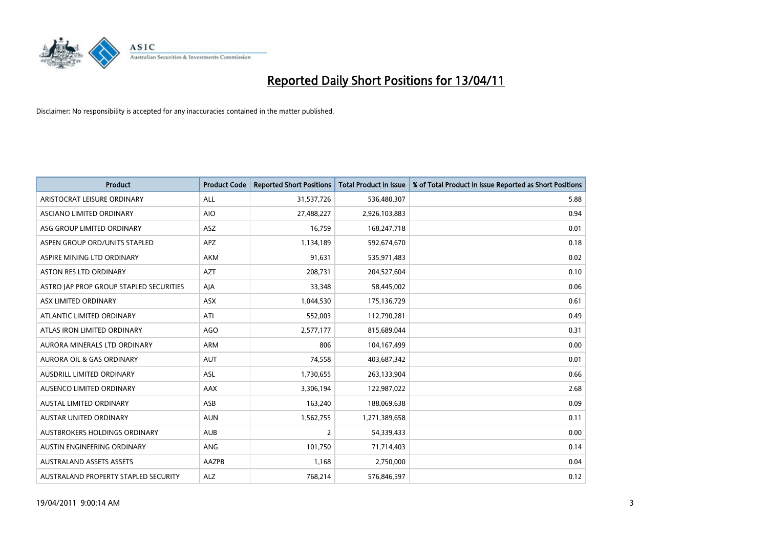# Reported Daily Short Positions for 13/04/11

Disclaimer: No responsibility is accepted for any inaccuracies contained in the matter published.

| Product | Product Code | Reported Short Positions | Total Product in Issue | % of Total Product in Issue Reported as Short Positions |
| --- | --- | --- | --- | --- |
| ARISTOCRAT LEISURE ORDINARY | ALL | 31,537,726 | 536,480,307 | 5.88 |
| ASCIANO LIMITED ORDINARY | AIO | 27,488,227 | 2,926,103,883 | 0.94 |
| ASG GROUP LIMITED ORDINARY | ASZ | 16,759 | 168,247,718 | 0.01 |
| ASPEN GROUP ORD/UNITS STAPLED | APZ | 1,134,189 | 592,674,670 | 0.18 |
| ASPIRE MINING LTD ORDINARY | AKM | 91,631 | 535,971,483 | 0.02 |
| ASTON RES LTD ORDINARY | AZT | 208,731 | 204,527,604 | 0.10 |
| ASTRO JAP PROP GROUP STAPLED SECURITIES | AJA | 33,348 | 58,445,002 | 0.06 |
| ASX LIMITED ORDINARY | ASX | 1,044,530 | 175,136,729 | 0.61 |
| ATLANTIC LIMITED ORDINARY | ATI | 552,003 | 112,790,281 | 0.49 |
| ATLAS IRON LIMITED ORDINARY | AGO | 2,577,177 | 815,689,044 | 0.31 |
| AURORA MINERALS LTD ORDINARY | ARM | 806 | 104,167,499 | 0.00 |
| AURORA OIL & GAS ORDINARY | AUT | 74,558 | 403,687,342 | 0.01 |
| AUSDRILL LIMITED ORDINARY | ASL | 1,730,655 | 263,133,904 | 0.66 |
| AUSENCO LIMITED ORDINARY | AAX | 3,306,194 | 122,987,022 | 2.68 |
| AUSTAL LIMITED ORDINARY | ASB | 163,240 | 188,069,638 | 0.09 |
| AUSTAR UNITED ORDINARY | AUN | 1,562,755 | 1,271,389,658 | 0.11 |
| AUSTBROKERS HOLDINGS ORDINARY | AUB | 2 | 54,339,433 | 0.00 |
| AUSTIN ENGINEERING ORDINARY | ANG | 101,750 | 71,714,403 | 0.14 |
| AUSTRALAND ASSETS ASSETS | AAZPB | 1,168 | 2,750,000 | 0.04 |
| AUSTRALAND PROPERTY STAPLED SECURITY | ALZ | 768,214 | 576,846,597 | 0.12 |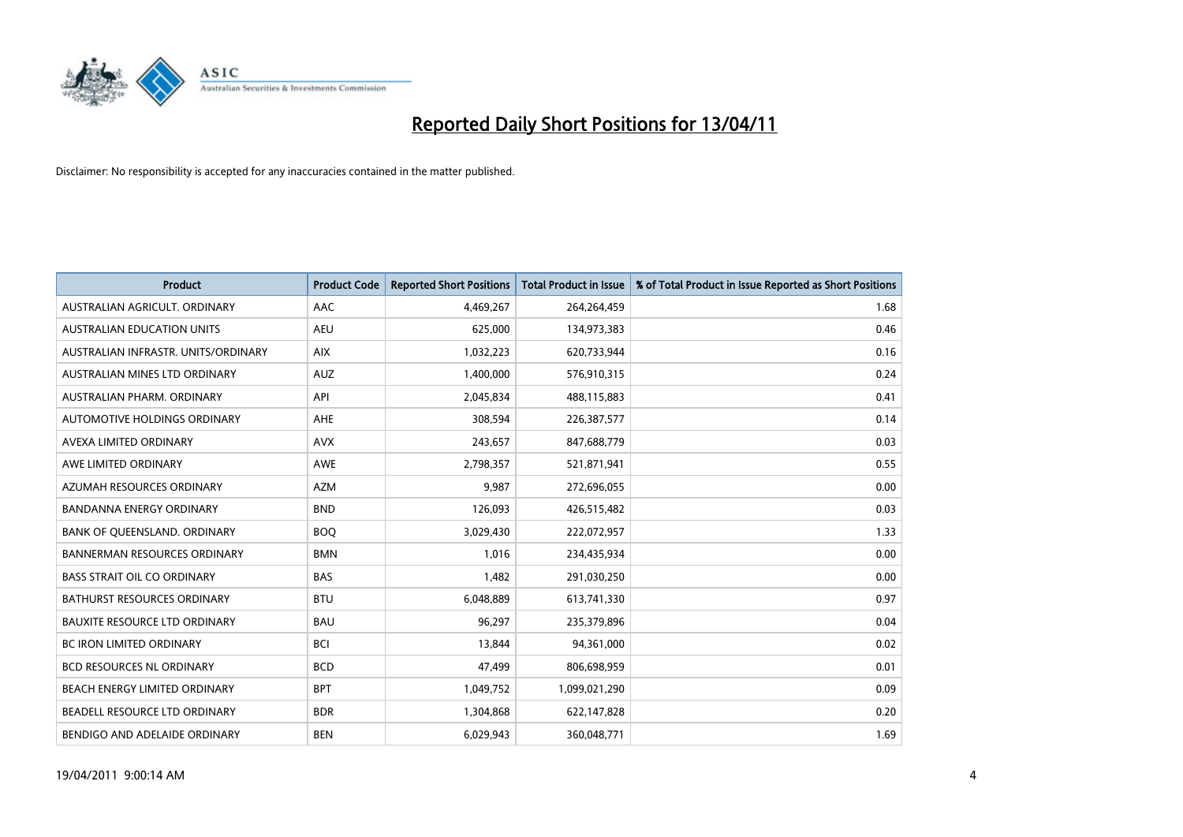# Reported Daily Short Positions for 13/04/11

Disclaimer: No responsibility is accepted for any inaccuracies contained in the matter published.

| Product | Product Code | Reported Short Positions | Total Product in Issue | % of Total Product in Issue Reported as Short Positions |
|---|---|---|---|---|
| AUSTRALIAN AGRICULT. ORDINARY | AAC | 4,469,267 | 264,264,459 | 1.68 |
| AUSTRALIAN EDUCATION UNITS | AEU | 625,000 | 134,973,383 | 0.46 |
| AUSTRALIAN INFRASTR. UNITS/ORDINARY | AIX | 1,032,223 | 620,733,944 | 0.16 |
| AUSTRALIAN MINES LTD ORDINARY | AUZ | 1,400,000 | 576,910,315 | 0.24 |
| AUSTRALIAN PHARM. ORDINARY | API | 2,045,834 | 488,115,883 | 0.41 |
| AUTOMOTIVE HOLDINGS ORDINARY | AHE | 308,594 | 226,387,577 | 0.14 |
| AVEXA LIMITED ORDINARY | AVX | 243,657 | 847,688,779 | 0.03 |
| AWE LIMITED ORDINARY | AWE | 2,798,357 | 521,871,941 | 0.55 |
| AZUMAH RESOURCES ORDINARY | AZM | 9,987 | 272,696,055 | 0.00 |
| BANDANNA ENERGY ORDINARY | BND | 126,093 | 426,515,482 | 0.03 |
| BANK OF QUEENSLAND. ORDINARY | BOQ | 3,029,430 | 222,072,957 | 1.33 |
| BANNERMAN RESOURCES ORDINARY | BMN | 1,016 | 234,435,934 | 0.00 |
| BASS STRAIT OIL CO ORDINARY | BAS | 1,482 | 291,030,250 | 0.00 |
| BATHURST RESOURCES ORDINARY | BTU | 6,048,889 | 613,741,330 | 0.97 |
| BAUXITE RESOURCE LTD ORDINARY | BAU | 96,297 | 235,379,896 | 0.04 |
| BC IRON LIMITED ORDINARY | BCI | 13,844 | 94,361,000 | 0.02 |
| BCD RESOURCES NL ORDINARY | BCD | 47,499 | 806,698,959 | 0.01 |
| BEACH ENERGY LIMITED ORDINARY | BPT | 1,049,752 | 1,099,021,290 | 0.09 |
| BEADELL RESOURCE LTD ORDINARY | BDR | 1,304,868 | 622,147,828 | 0.20 |
| BENDIGO AND ADELAIDE ORDINARY | BEN | 6,029,943 | 360,048,771 | 1.69 |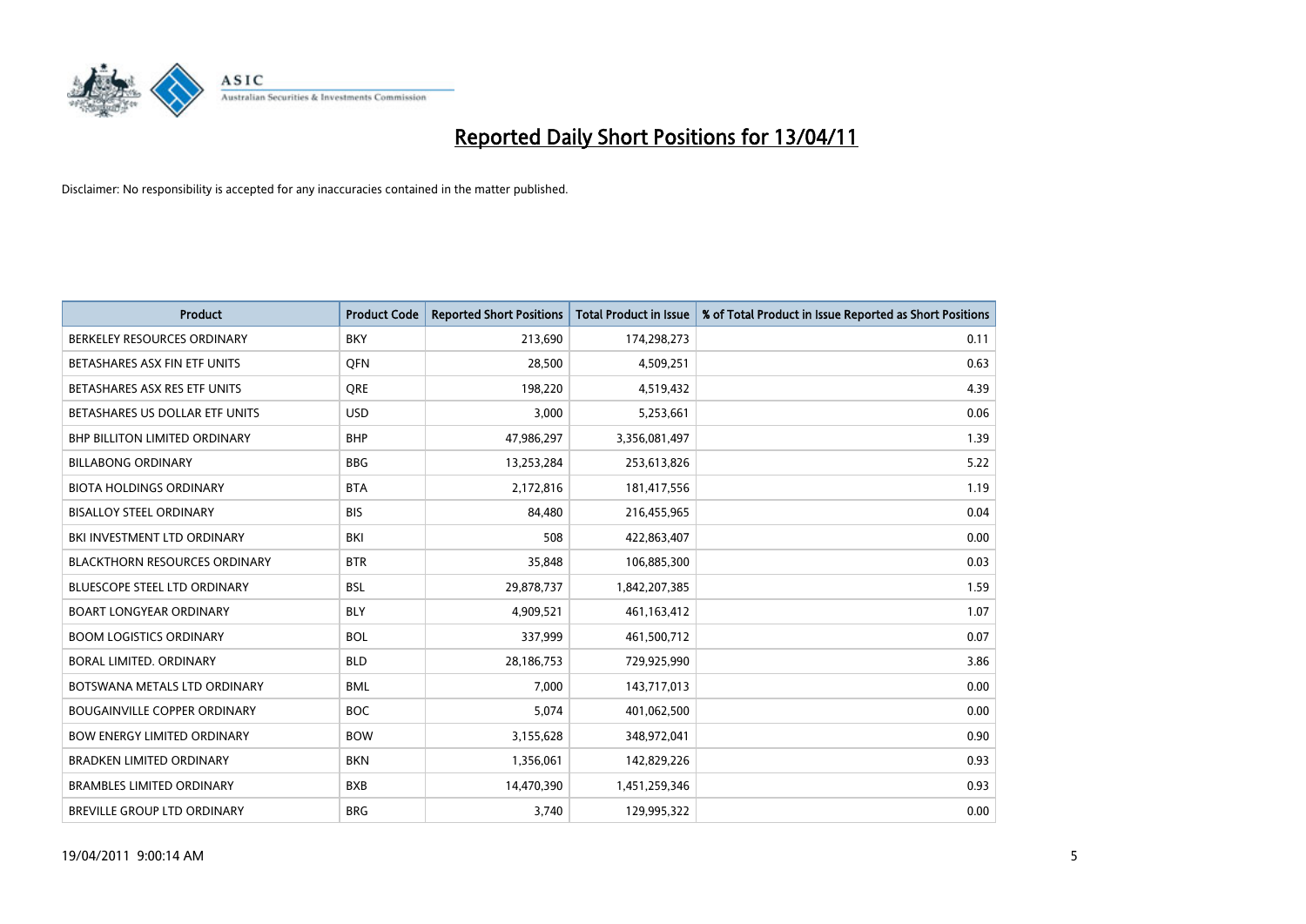# Reported Daily Short Positions for 13/04/11

Disclaimer: No responsibility is accepted for any inaccuracies contained in the matter published.

| Product | Product Code | Reported Short Positions | Total Product in Issue | % of Total Product in Issue Reported as Short Positions |
|---|---|---|---|---|
| BERKELEY RESOURCES ORDINARY | BKY | 213,690 | 174,298,273 | 0.11 |
| BETASHARES ASX FIN ETF UNITS | QFN | 28,500 | 4,509,251 | 0.63 |
| BETASHARES ASX RES ETF UNITS | QRE | 198,220 | 4,519,432 | 4.39 |
| BETASHARES US DOLLAR ETF UNITS | USD | 3,000 | 5,253,661 | 0.06 |
| BHP BILLITON LIMITED ORDINARY | BHP | 47,986,297 | 3,356,081,497 | 1.39 |
| BILLABONG ORDINARY | BBG | 13,253,284 | 253,613,826 | 5.22 |
| BIOTA HOLDINGS ORDINARY | BTA | 2,172,816 | 181,417,556 | 1.19 |
| BISALLOY STEEL ORDINARY | BIS | 84,480 | 216,455,965 | 0.04 |
| BKI INVESTMENT LTD ORDINARY | BKI | 508 | 422,863,407 | 0.00 |
| BLACKTHORN RESOURCES ORDINARY | BTR | 35,848 | 106,885,300 | 0.03 |
| BLUESCOPE STEEL LTD ORDINARY | BSL | 29,878,737 | 1,842,207,385 | 1.59 |
| BOART LONGYEAR ORDINARY | BLY | 4,909,521 | 461,163,412 | 1.07 |
| BOOM LOGISTICS ORDINARY | BOL | 337,999 | 461,500,712 | 0.07 |
| BORAL LIMITED. ORDINARY | BLD | 28,186,753 | 729,925,990 | 3.86 |
| BOTSWANA METALS LTD ORDINARY | BML | 7,000 | 143,717,013 | 0.00 |
| BOUGAINVILLE COPPER ORDINARY | BOC | 5,074 | 401,062,500 | 0.00 |
| BOW ENERGY LIMITED ORDINARY | BOW | 3,155,628 | 348,972,041 | 0.90 |
| BRADKEN LIMITED ORDINARY | BKN | 1,356,061 | 142,829,226 | 0.93 |
| BRAMBLES LIMITED ORDINARY | BXB | 14,470,390 | 1,451,259,346 | 0.93 |
| BREVILLE GROUP LTD ORDINARY | BRG | 3,740 | 129,995,322 | 0.00 |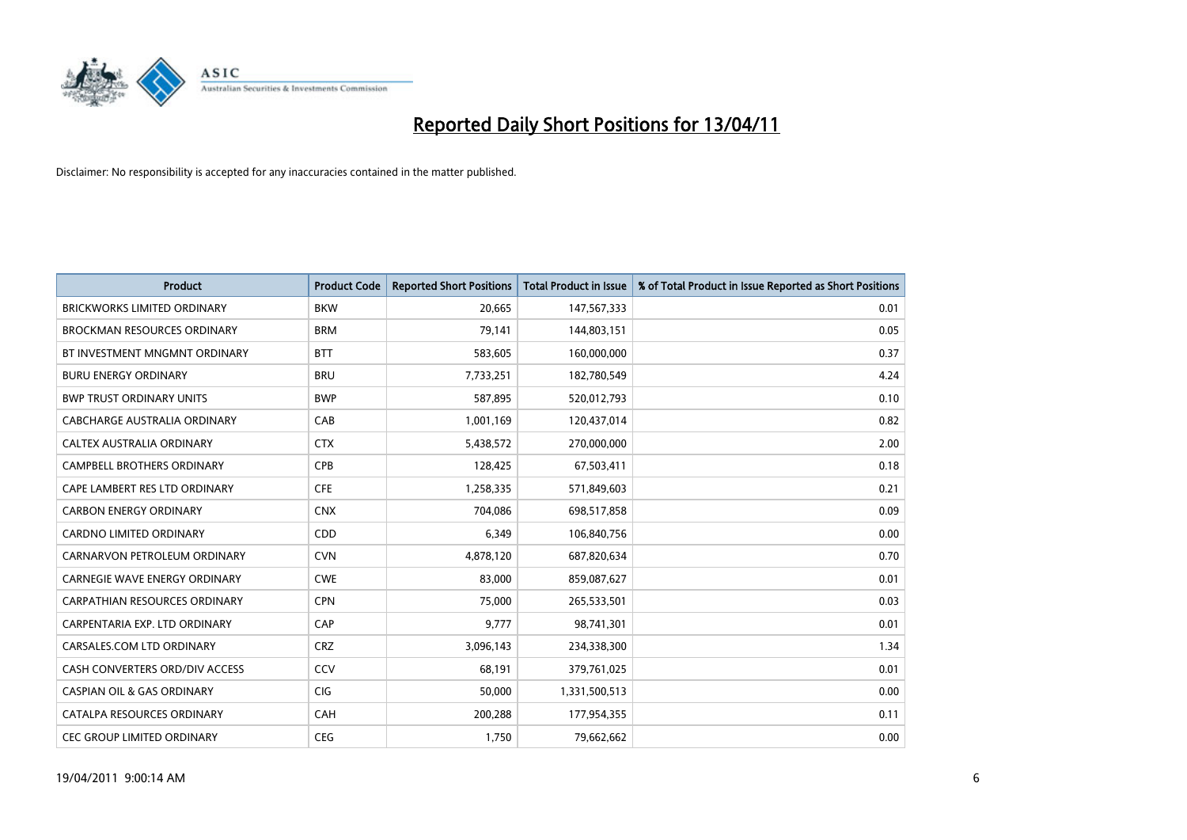# Reported Daily Short Positions for 13/04/11

Disclaimer: No responsibility is accepted for any inaccuracies contained in the matter published.

| Product | Product Code | Reported Short Positions | Total Product in Issue | % of Total Product in Issue Reported as Short Positions |
|---|---|---|---|---|
| BRICKWORKS LIMITED ORDINARY | BKW | 20,665 | 147,567,333 | 0.01 |
| BROCKMAN RESOURCES ORDINARY | BRM | 79,141 | 144,803,151 | 0.05 |
| BT INVESTMENT MNGMNT ORDINARY | BTT | 583,605 | 160,000,000 | 0.37 |
| BURU ENERGY ORDINARY | BRU | 7,733,251 | 182,780,549 | 4.24 |
| BWP TRUST ORDINARY UNITS | BWP | 587,895 | 520,012,793 | 0.10 |
| CABCHARGE AUSTRALIA ORDINARY | CAB | 1,001,169 | 120,437,014 | 0.82 |
| CALTEX AUSTRALIA ORDINARY | CTX | 5,438,572 | 270,000,000 | 2.00 |
| CAMPBELL BROTHERS ORDINARY | CPB | 128,425 | 67,503,411 | 0.18 |
| CAPE LAMBERT RES LTD ORDINARY | CFE | 1,258,335 | 571,849,603 | 0.21 |
| CARBON ENERGY ORDINARY | CNX | 704,086 | 698,517,858 | 0.09 |
| CARDNO LIMITED ORDINARY | CDD | 6,349 | 106,840,756 | 0.00 |
| CARNARVON PETROLEUM ORDINARY | CVN | 4,878,120 | 687,820,634 | 0.70 |
| CARNEGIE WAVE ENERGY ORDINARY | CWE | 83,000 | 859,087,627 | 0.01 |
| CARPATHIAN RESOURCES ORDINARY | CPN | 75,000 | 265,533,501 | 0.03 |
| CARPENTARIA EXP. LTD ORDINARY | CAP | 9,777 | 98,741,301 | 0.01 |
| CARSALES.COM LTD ORDINARY | CRZ | 3,096,143 | 234,338,300 | 1.34 |
| CASH CONVERTERS ORD/DIV ACCESS | CCV | 68,191 | 379,761,025 | 0.01 |
| CASPIAN OIL & GAS ORDINARY | CIG | 50,000 | 1,331,500,513 | 0.00 |
| CATALPA RESOURCES ORDINARY | CAH | 200,288 | 177,954,355 | 0.11 |
| CEC GROUP LIMITED ORDINARY | CEG | 1,750 | 79,662,662 | 0.00 |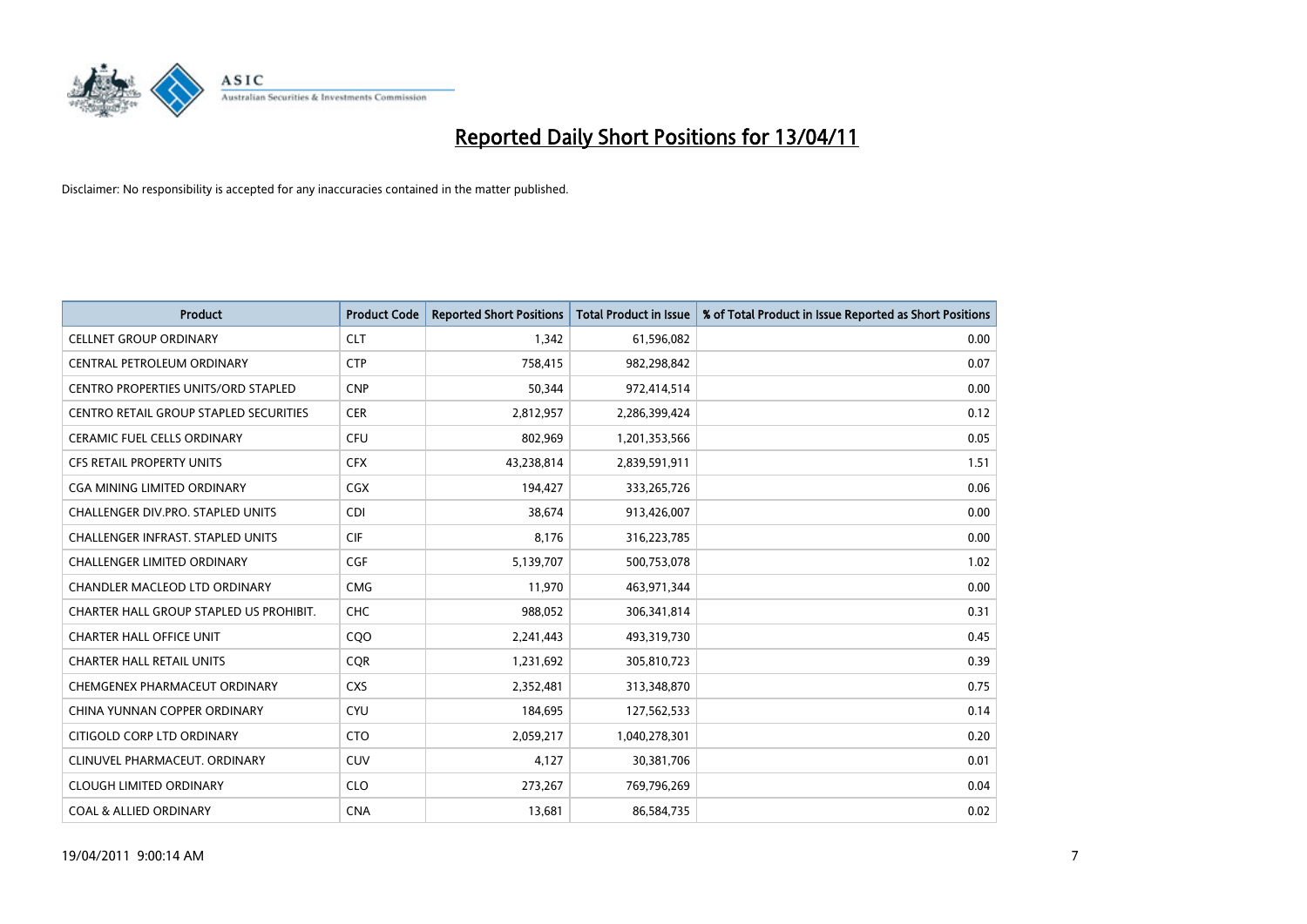# Reported Daily Short Positions for 13/04/11

Disclaimer: No responsibility is accepted for any inaccuracies contained in the matter published.

| Product | Product Code | Reported Short Positions | Total Product in Issue | % of Total Product in Issue Reported as Short Positions |
|---|---|---|---|---|
| CELLNET GROUP ORDINARY | CLT | 1,342 | 61,596,082 | 0.00 |
| CENTRAL PETROLEUM ORDINARY | CTP | 758,415 | 982,298,842 | 0.07 |
| CENTRO PROPERTIES UNITS/ORD STAPLED | CNP | 50,344 | 972,414,514 | 0.00 |
| CENTRO RETAIL GROUP STAPLED SECURITIES | CER | 2,812,957 | 2,286,399,424 | 0.12 |
| CERAMIC FUEL CELLS ORDINARY | CFU | 802,969 | 1,201,353,566 | 0.05 |
| CFS RETAIL PROPERTY UNITS | CFX | 43,238,814 | 2,839,591,911 | 1.51 |
| CGA MINING LIMITED ORDINARY | CGX | 194,427 | 333,265,726 | 0.06 |
| CHALLENGER DIV.PRO. STAPLED UNITS | CDI | 38,674 | 913,426,007 | 0.00 |
| CHALLENGER INFRAST. STAPLED UNITS | CIF | 8,176 | 316,223,785 | 0.00 |
| CHALLENGER LIMITED ORDINARY | CGF | 5,139,707 | 500,753,078 | 1.02 |
| CHANDLER MACLEOD LTD ORDINARY | CMG | 11,970 | 463,971,344 | 0.00 |
| CHARTER HALL GROUP STAPLED US PROHIBIT. | CHC | 988,052 | 306,341,814 | 0.31 |
| CHARTER HALL OFFICE UNIT | CQO | 2,241,443 | 493,319,730 | 0.45 |
| CHARTER HALL RETAIL UNITS | CQR | 1,231,692 | 305,810,723 | 0.39 |
| CHEMGENEX PHARMACEUT ORDINARY | CXS | 2,352,481 | 313,348,870 | 0.75 |
| CHINA YUNNAN COPPER ORDINARY | CYU | 184,695 | 127,562,533 | 0.14 |
| CITIGOLD CORP LTD ORDINARY | CTO | 2,059,217 | 1,040,278,301 | 0.20 |
| CLINUVEL PHARMACEUT. ORDINARY | CUV | 4,127 | 30,381,706 | 0.01 |
| CLOUGH LIMITED ORDINARY | CLO | 273,267 | 769,796,269 | 0.04 |
| COAL & ALLIED ORDINARY | CNA | 13,681 | 86,584,735 | 0.02 |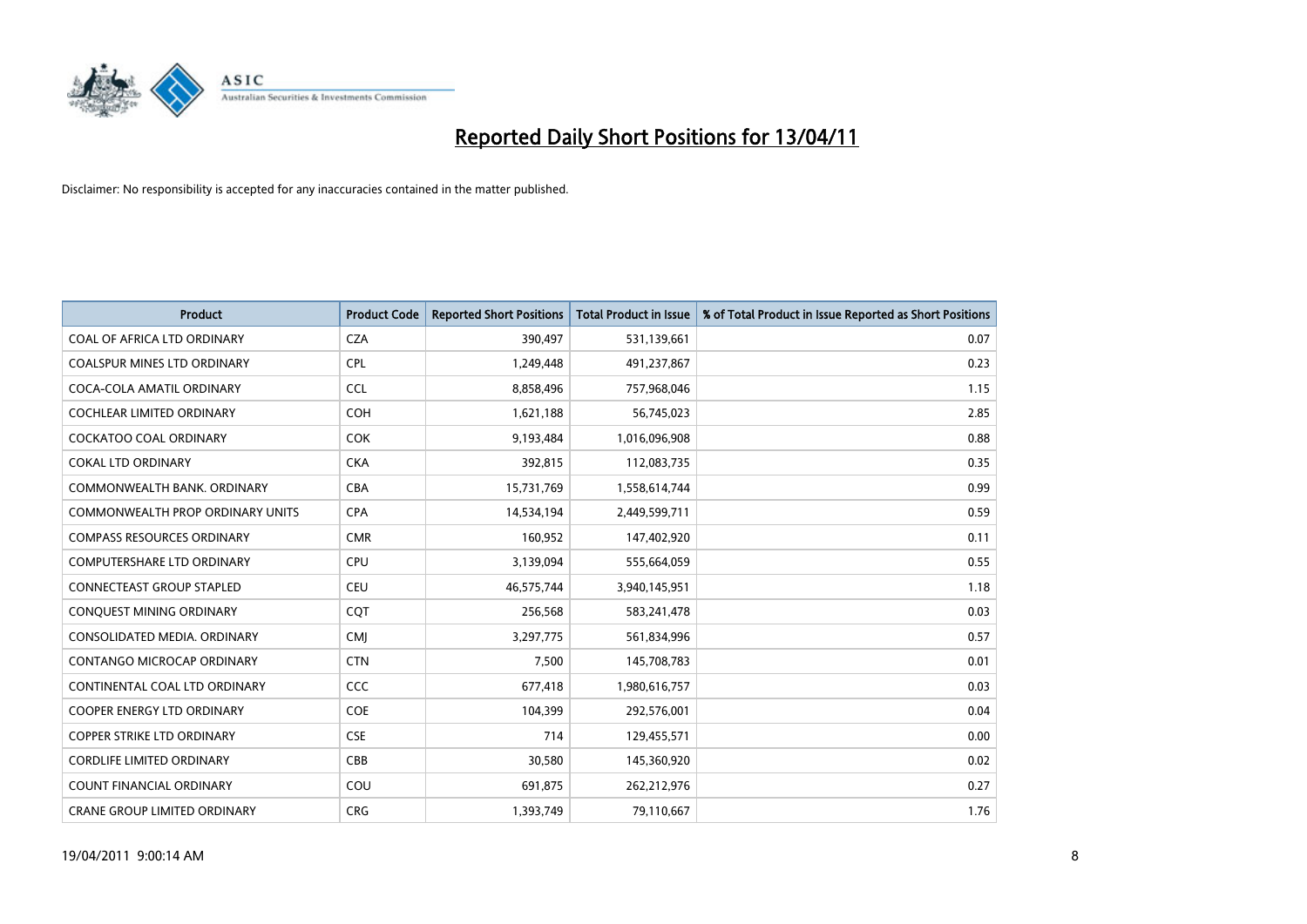# Reported Daily Short Positions for 13/04/11

Disclaimer: No responsibility is accepted for any inaccuracies contained in the matter published.

| Product | Product Code | Reported Short Positions | Total Product in Issue | % of Total Product in Issue Reported as Short Positions |
|---|---|---|---|---|
| COAL OF AFRICA LTD ORDINARY | CZA | 390,497 | 531,139,661 | 0.07 |
| COALSPUR MINES LTD ORDINARY | CPL | 1,249,448 | 491,237,867 | 0.23 |
| COCA-COLA AMATIL ORDINARY | CCL | 8,858,496 | 757,968,046 | 1.15 |
| COCHLEAR LIMITED ORDINARY | COH | 1,621,188 | 56,745,023 | 2.85 |
| COCKATOO COAL ORDINARY | COK | 9,193,484 | 1,016,096,908 | 0.88 |
| COKAL LTD ORDINARY | CKA | 392,815 | 112,083,735 | 0.35 |
| COMMONWEALTH BANK. ORDINARY | CBA | 15,731,769 | 1,558,614,744 | 0.99 |
| COMMONWEALTH PROP ORDINARY UNITS | CPA | 14,534,194 | 2,449,599,711 | 0.59 |
| COMPASS RESOURCES ORDINARY | CMR | 160,952 | 147,402,920 | 0.11 |
| COMPUTERSHARE LTD ORDINARY | CPU | 3,139,094 | 555,664,059 | 0.55 |
| CONNECTEAST GROUP STAPLED | CEU | 46,575,744 | 3,940,145,951 | 1.18 |
| CONQUEST MINING ORDINARY | CQT | 256,568 | 583,241,478 | 0.03 |
| CONSOLIDATED MEDIA. ORDINARY | CMJ | 3,297,775 | 561,834,996 | 0.57 |
| CONTANGO MICROCAP ORDINARY | CTN | 7,500 | 145,708,783 | 0.01 |
| CONTINENTAL COAL LTD ORDINARY | CCC | 677,418 | 1,980,616,757 | 0.03 |
| COOPER ENERGY LTD ORDINARY | COE | 104,399 | 292,576,001 | 0.04 |
| COPPER STRIKE LTD ORDINARY | CSE | 714 | 129,455,571 | 0.00 |
| CORDLIFE LIMITED ORDINARY | CBB | 30,580 | 145,360,920 | 0.02 |
| COUNT FINANCIAL ORDINARY | COU | 691,875 | 262,212,976 | 0.27 |
| CRANE GROUP LIMITED ORDINARY | CRG | 1,393,749 | 79,110,667 | 1.76 |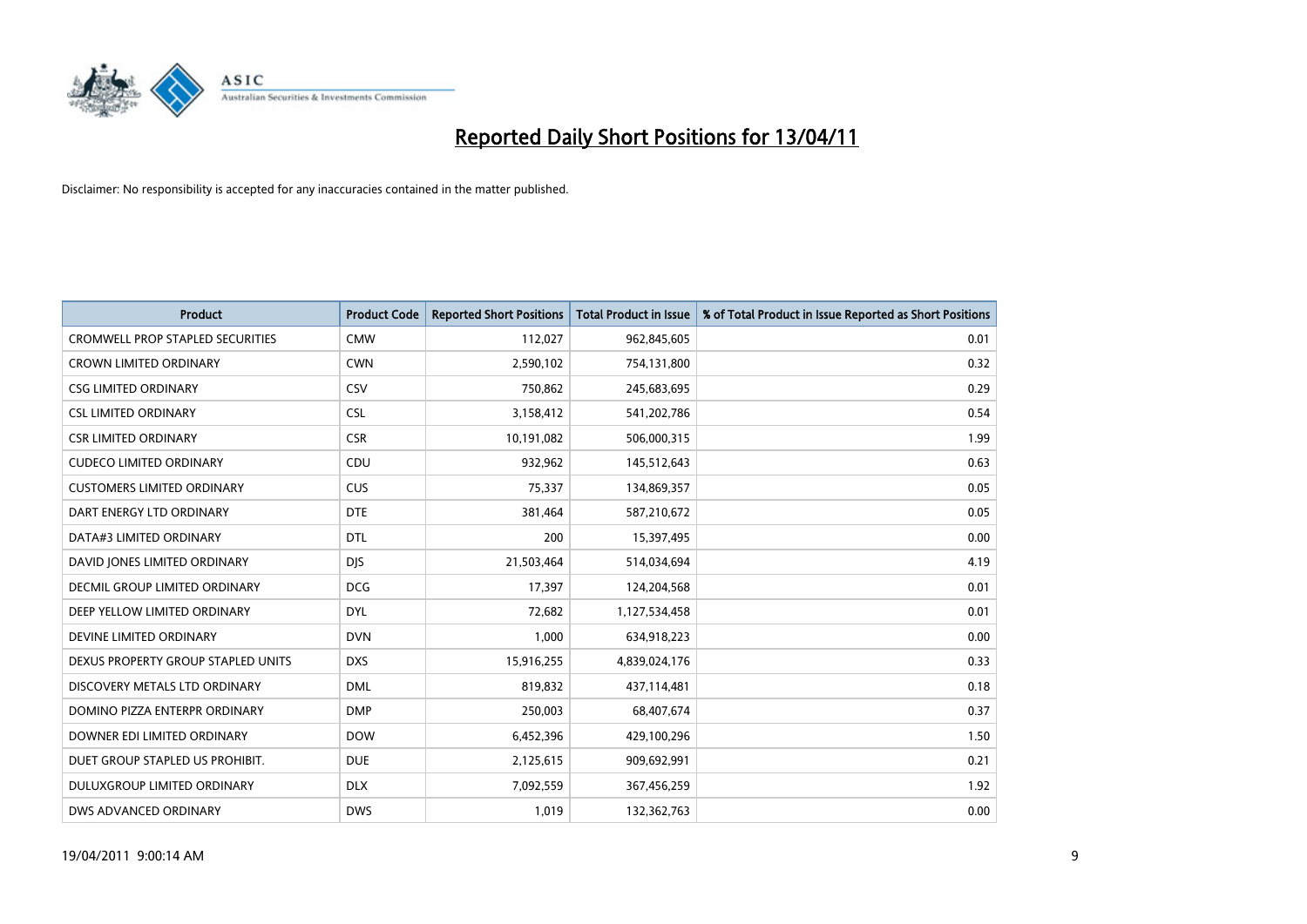# Reported Daily Short Positions for 13/04/11

Disclaimer: No responsibility is accepted for any inaccuracies contained in the matter published.

| Product | Product Code | Reported Short Positions | Total Product in Issue | % of Total Product in Issue Reported as Short Positions |
|---|---|---|---|---|
| CROMWELL PROP STAPLED SECURITIES | CMW | 112,027 | 962,845,605 | 0.01 |
| CROWN LIMITED ORDINARY | CWN | 2,590,102 | 754,131,800 | 0.32 |
| CSG LIMITED ORDINARY | CSV | 750,862 | 245,683,695 | 0.29 |
| CSL LIMITED ORDINARY | CSL | 3,158,412 | 541,202,786 | 0.54 |
| CSR LIMITED ORDINARY | CSR | 10,191,082 | 506,000,315 | 1.99 |
| CUDECO LIMITED ORDINARY | CDU | 932,962 | 145,512,643 | 0.63 |
| CUSTOMERS LIMITED ORDINARY | CUS | 75,337 | 134,869,357 | 0.05 |
| DART ENERGY LTD ORDINARY | DTE | 381,464 | 587,210,672 | 0.05 |
| DATA#3 LIMITED ORDINARY | DTL | 200 | 15,397,495 | 0.00 |
| DAVID JONES LIMITED ORDINARY | DJS | 21,503,464 | 514,034,694 | 4.19 |
| DECMIL GROUP LIMITED ORDINARY | DCG | 17,397 | 124,204,568 | 0.01 |
| DEEP YELLOW LIMITED ORDINARY | DYL | 72,682 | 1,127,534,458 | 0.01 |
| DEVINE LIMITED ORDINARY | DVN | 1,000 | 634,918,223 | 0.00 |
| DEXUS PROPERTY GROUP STAPLED UNITS | DXS | 15,916,255 | 4,839,024,176 | 0.33 |
| DISCOVERY METALS LTD ORDINARY | DML | 819,832 | 437,114,481 | 0.18 |
| DOMINO PIZZA ENTERPR ORDINARY | DMP | 250,003 | 68,407,674 | 0.37 |
| DOWNER EDI LIMITED ORDINARY | DOW | 6,452,396 | 429,100,296 | 1.50 |
| DUET GROUP STAPLED US PROHIBIT. | DUE | 2,125,615 | 909,692,991 | 0.21 |
| DULUXGROUP LIMITED ORDINARY | DLX | 7,092,559 | 367,456,259 | 1.92 |
| DWS ADVANCED ORDINARY | DWS | 1,019 | 132,362,763 | 0.00 |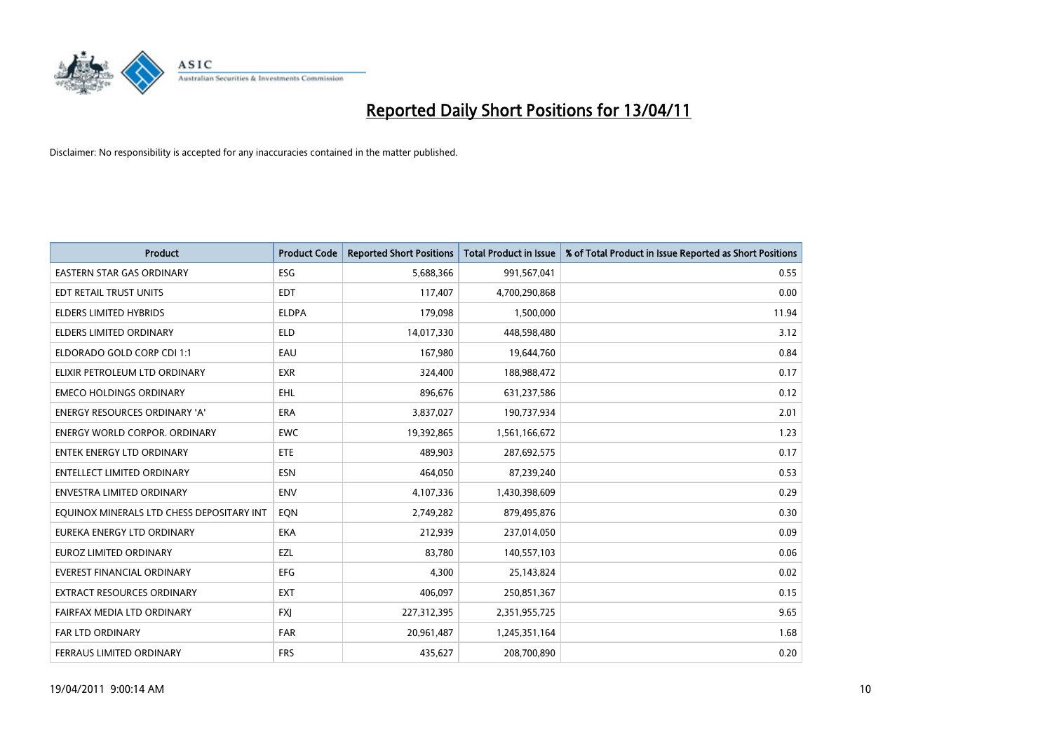# Reported Daily Short Positions for 13/04/11

Disclaimer: No responsibility is accepted for any inaccuracies contained in the matter published.

| Product | Product Code | Reported Short Positions | Total Product in Issue | % of Total Product in Issue Reported as Short Positions |
|---|---|---|---|---|
| EASTERN STAR GAS ORDINARY | ESG | 5,688,366 | 991,567,041 | 0.55 |
| EDT RETAIL TRUST UNITS | EDT | 117,407 | 4,700,290,868 | 0.00 |
| ELDERS LIMITED HYBRIDS | ELDPA | 179,098 | 1,500,000 | 11.94 |
| ELDERS LIMITED ORDINARY | ELD | 14,017,330 | 448,598,480 | 3.12 |
| ELDORADO GOLD CORP CDI 1:1 | EAU | 167,980 | 19,644,760 | 0.84 |
| ELIXIR PETROLEUM LTD ORDINARY | EXR | 324,400 | 188,988,472 | 0.17 |
| EMECO HOLDINGS ORDINARY | EHL | 896,676 | 631,237,586 | 0.12 |
| ENERGY RESOURCES ORDINARY 'A' | ERA | 3,837,027 | 190,737,934 | 2.01 |
| ENERGY WORLD CORPOR. ORDINARY | EWC | 19,392,865 | 1,561,166,672 | 1.23 |
| ENTEK ENERGY LTD ORDINARY | ETE | 489,903 | 287,692,575 | 0.17 |
| ENTELLECT LIMITED ORDINARY | ESN | 464,050 | 87,239,240 | 0.53 |
| ENVESTRA LIMITED ORDINARY | ENV | 4,107,336 | 1,430,398,609 | 0.29 |
| EQUINOX MINERALS LTD CHESS DEPOSITARY INT | EQN | 2,749,282 | 879,495,876 | 0.30 |
| EUREKA ENERGY LTD ORDINARY | EKA | 212,939 | 237,014,050 | 0.09 |
| EUROZ LIMITED ORDINARY | EZL | 83,780 | 140,557,103 | 0.06 |
| EVEREST FINANCIAL ORDINARY | EFG | 4,300 | 25,143,824 | 0.02 |
| EXTRACT RESOURCES ORDINARY | EXT | 406,097 | 250,851,367 | 0.15 |
| FAIRFAX MEDIA LTD ORDINARY | FXJ | 227,312,395 | 2,351,955,725 | 9.65 |
| FAR LTD ORDINARY | FAR | 20,961,487 | 1,245,351,164 | 1.68 |
| FERRAUS LIMITED ORDINARY | FRS | 435,627 | 208,700,890 | 0.20 |

19/04/2011 9:00:14 AM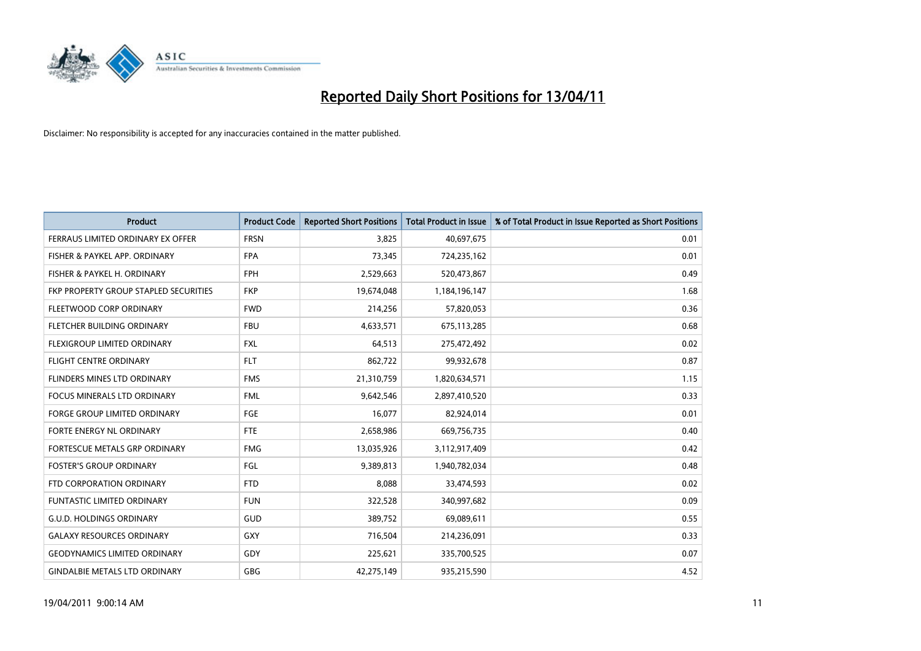# Reported Daily Short Positions for 13/04/11

Disclaimer: No responsibility is accepted for any inaccuracies contained in the matter published.

| Product | Product Code | Reported Short Positions | Total Product in Issue | % of Total Product in Issue Reported as Short Positions |
|---|---|---|---|---|
| FERRAUS LIMITED ORDINARY EX OFFER | FRSN | 3,825 | 40,697,675 | 0.01 |
| FISHER & PAYKEL APP. ORDINARY | FPA | 73,345 | 724,235,162 | 0.01 |
| FISHER & PAYKEL H. ORDINARY | FPH | 2,529,663 | 520,473,867 | 0.49 |
| FKP PROPERTY GROUP STAPLED SECURITIES | FKP | 19,674,048 | 1,184,196,147 | 1.68 |
| FLEETWOOD CORP ORDINARY | FWD | 214,256 | 57,820,053 | 0.36 |
| FLETCHER BUILDING ORDINARY | FBU | 4,633,571 | 675,113,285 | 0.68 |
| FLEXIGROUP LIMITED ORDINARY | FXL | 64,513 | 275,472,492 | 0.02 |
| FLIGHT CENTRE ORDINARY | FLT | 862,722 | 99,932,678 | 0.87 |
| FLINDERS MINES LTD ORDINARY | FMS | 21,310,759 | 1,820,634,571 | 1.15 |
| FOCUS MINERALS LTD ORDINARY | FML | 9,642,546 | 2,897,410,520 | 0.33 |
| FORGE GROUP LIMITED ORDINARY | FGE | 16,077 | 82,924,014 | 0.01 |
| FORTE ENERGY NL ORDINARY | FTE | 2,658,986 | 669,756,735 | 0.40 |
| FORTESCUE METALS GRP ORDINARY | FMG | 13,035,926 | 3,112,917,409 | 0.42 |
| FOSTER'S GROUP ORDINARY | FGL | 9,389,813 | 1,940,782,034 | 0.48 |
| FTD CORPORATION ORDINARY | FTD | 8,088 | 33,474,593 | 0.02 |
| FUNTASTIC LIMITED ORDINARY | FUN | 322,528 | 340,997,682 | 0.09 |
| G.U.D. HOLDINGS ORDINARY | GUD | 389,752 | 69,089,611 | 0.55 |
| GALAXY RESOURCES ORDINARY | GXY | 716,504 | 214,236,091 | 0.33 |
| GEODYNAMICS LIMITED ORDINARY | GDY | 225,621 | 335,700,525 | 0.07 |
| GINDALBIE METALS LTD ORDINARY | GBG | 42,275,149 | 935,215,590 | 4.52 |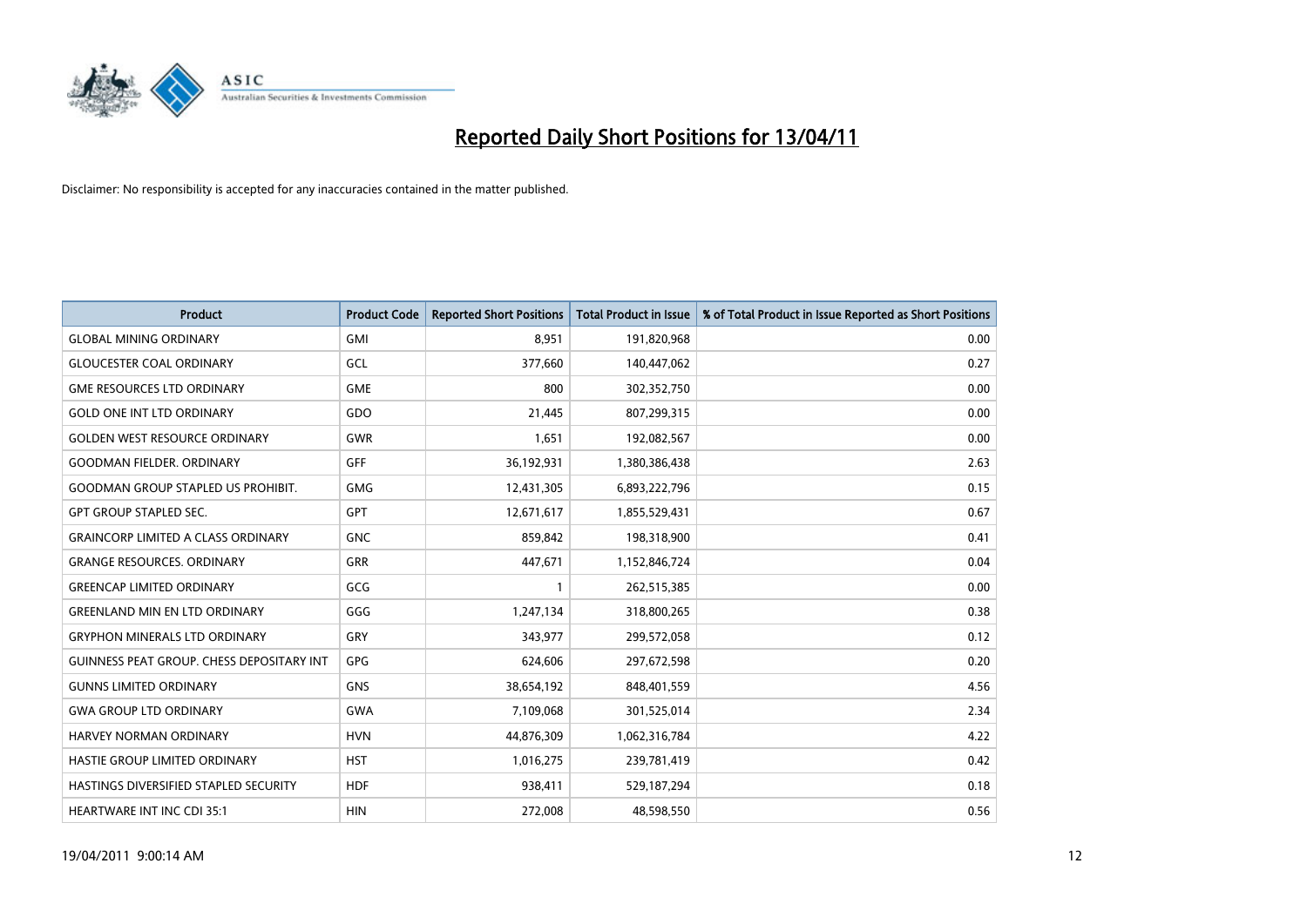# Reported Daily Short Positions for 13/04/11

Disclaimer: No responsibility is accepted for any inaccuracies contained in the matter published.

| Product | Product Code | Reported Short Positions | Total Product in Issue | % of Total Product in Issue Reported as Short Positions |
|---|---|---|---|---|
| GLOBAL MINING ORDINARY | GMI | 8,951 | 191,820,968 | 0.00 |
| GLOUCESTER COAL ORDINARY | GCL | 377,660 | 140,447,062 | 0.27 |
| GME RESOURCES LTD ORDINARY | GME | 800 | 302,352,750 | 0.00 |
| GOLD ONE INT LTD ORDINARY | GDO | 21,445 | 807,299,315 | 0.00 |
| GOLDEN WEST RESOURCE ORDINARY | GWR | 1,651 | 192,082,567 | 0.00 |
| GOODMAN FIELDER. ORDINARY | GFF | 36,192,931 | 1,380,386,438 | 2.63 |
| GOODMAN GROUP STAPLED US PROHIBIT. | GMG | 12,431,305 | 6,893,222,796 | 0.15 |
| GPT GROUP STAPLED SEC. | GPT | 12,671,617 | 1,855,529,431 | 0.67 |
| GRAINCORP LIMITED A CLASS ORDINARY | GNC | 859,842 | 198,318,900 | 0.41 |
| GRANGE RESOURCES. ORDINARY | GRR | 447,671 | 1,152,846,724 | 0.04 |
| GREENCAP LIMITED ORDINARY | GCG | 1 | 262,515,385 | 0.00 |
| GREENLAND MIN EN LTD ORDINARY | GGG | 1,247,134 | 318,800,265 | 0.38 |
| GRYPHON MINERALS LTD ORDINARY | GRY | 343,977 | 299,572,058 | 0.12 |
| GUINNESS PEAT GROUP. CHESS DEPOSITARY INT | GPG | 624,606 | 297,672,598 | 0.20 |
| GUNNS LIMITED ORDINARY | GNS | 38,654,192 | 848,401,559 | 4.56 |
| GWA GROUP LTD ORDINARY | GWA | 7,109,068 | 301,525,014 | 2.34 |
| HARVEY NORMAN ORDINARY | HVN | 44,876,309 | 1,062,316,784 | 4.22 |
| HASTIE GROUP LIMITED ORDINARY | HST | 1,016,275 | 239,781,419 | 0.42 |
| HASTINGS DIVERSIFIED STAPLED SECURITY | HDF | 938,411 | 529,187,294 | 0.18 |
| HEARTWARE INT INC CDI 35:1 | HIN | 272,008 | 48,598,550 | 0.56 |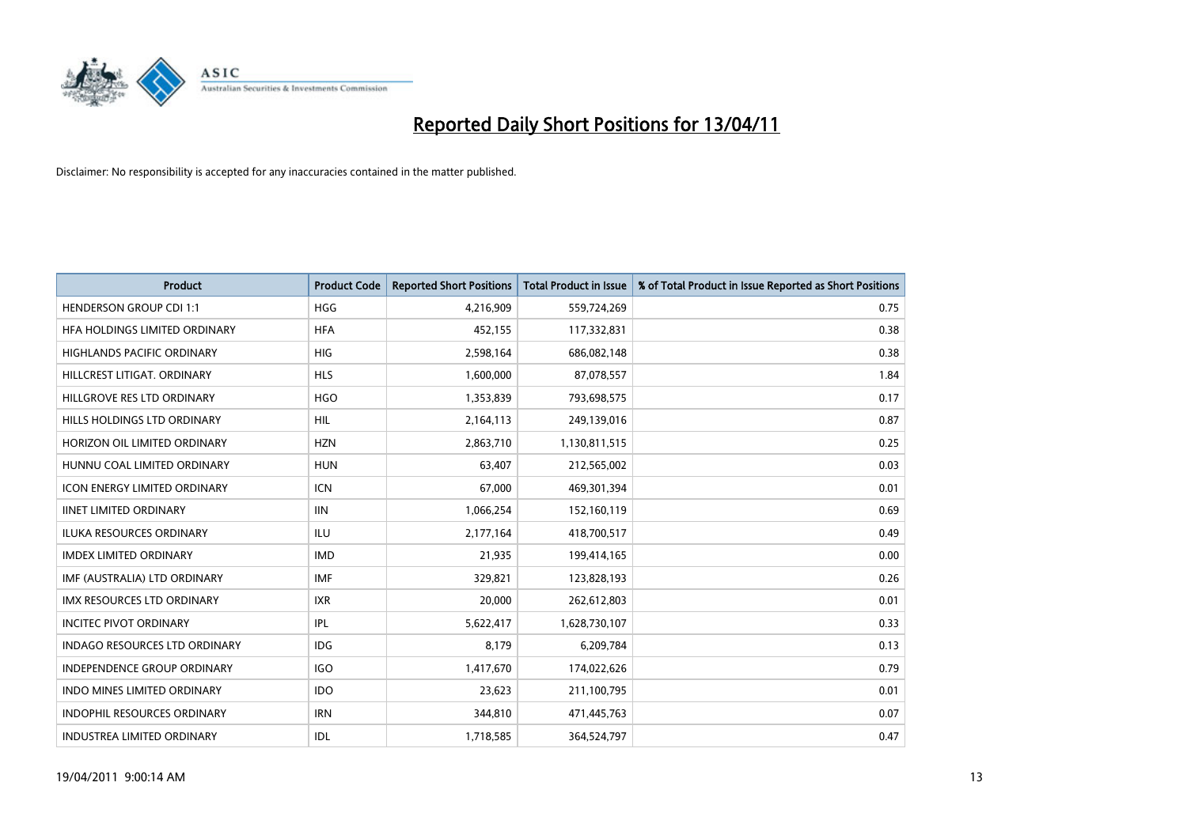# Reported Daily Short Positions for 13/04/11

Disclaimer: No responsibility is accepted for any inaccuracies contained in the matter published.

| Product | Product Code | Reported Short Positions | Total Product in Issue | % of Total Product in Issue Reported as Short Positions |
|---|---|---|---|---|
| HENDERSON GROUP CDI 1:1 | HGG | 4,216,909 | 559,724,269 | 0.75 |
| HFA HOLDINGS LIMITED ORDINARY | HFA | 452,155 | 117,332,831 | 0.38 |
| HIGHLANDS PACIFIC ORDINARY | HIG | 2,598,164 | 686,082,148 | 0.38 |
| HILLCREST LITIGAT. ORDINARY | HLS | 1,600,000 | 87,078,557 | 1.84 |
| HILLGROVE RES LTD ORDINARY | HGO | 1,353,839 | 793,698,575 | 0.17 |
| HILLS HOLDINGS LTD ORDINARY | HIL | 2,164,113 | 249,139,016 | 0.87 |
| HORIZON OIL LIMITED ORDINARY | HZN | 2,863,710 | 1,130,811,515 | 0.25 |
| HUNNU COAL LIMITED ORDINARY | HUN | 63,407 | 212,565,002 | 0.03 |
| ICON ENERGY LIMITED ORDINARY | ICN | 67,000 | 469,301,394 | 0.01 |
| IINET LIMITED ORDINARY | IIN | 1,066,254 | 152,160,119 | 0.69 |
| ILUKA RESOURCES ORDINARY | ILU | 2,177,164 | 418,700,517 | 0.49 |
| IMDEX LIMITED ORDINARY | IMD | 21,935 | 199,414,165 | 0.00 |
| IMF (AUSTRALIA) LTD ORDINARY | IMF | 329,821 | 123,828,193 | 0.26 |
| IMX RESOURCES LTD ORDINARY | IXR | 20,000 | 262,612,803 | 0.01 |
| INCITEC PIVOT ORDINARY | IPL | 5,622,417 | 1,628,730,107 | 0.33 |
| INDAGO RESOURCES LTD ORDINARY | IDG | 8,179 | 6,209,784 | 0.13 |
| INDEPENDENCE GROUP ORDINARY | IGO | 1,417,670 | 174,022,626 | 0.79 |
| INDO MINES LIMITED ORDINARY | IDO | 23,623 | 211,100,795 | 0.01 |
| INDOPHIL RESOURCES ORDINARY | IRN | 344,810 | 471,445,763 | 0.07 |
| INDUSTREA LIMITED ORDINARY | IDL | 1,718,585 | 364,524,797 | 0.47 |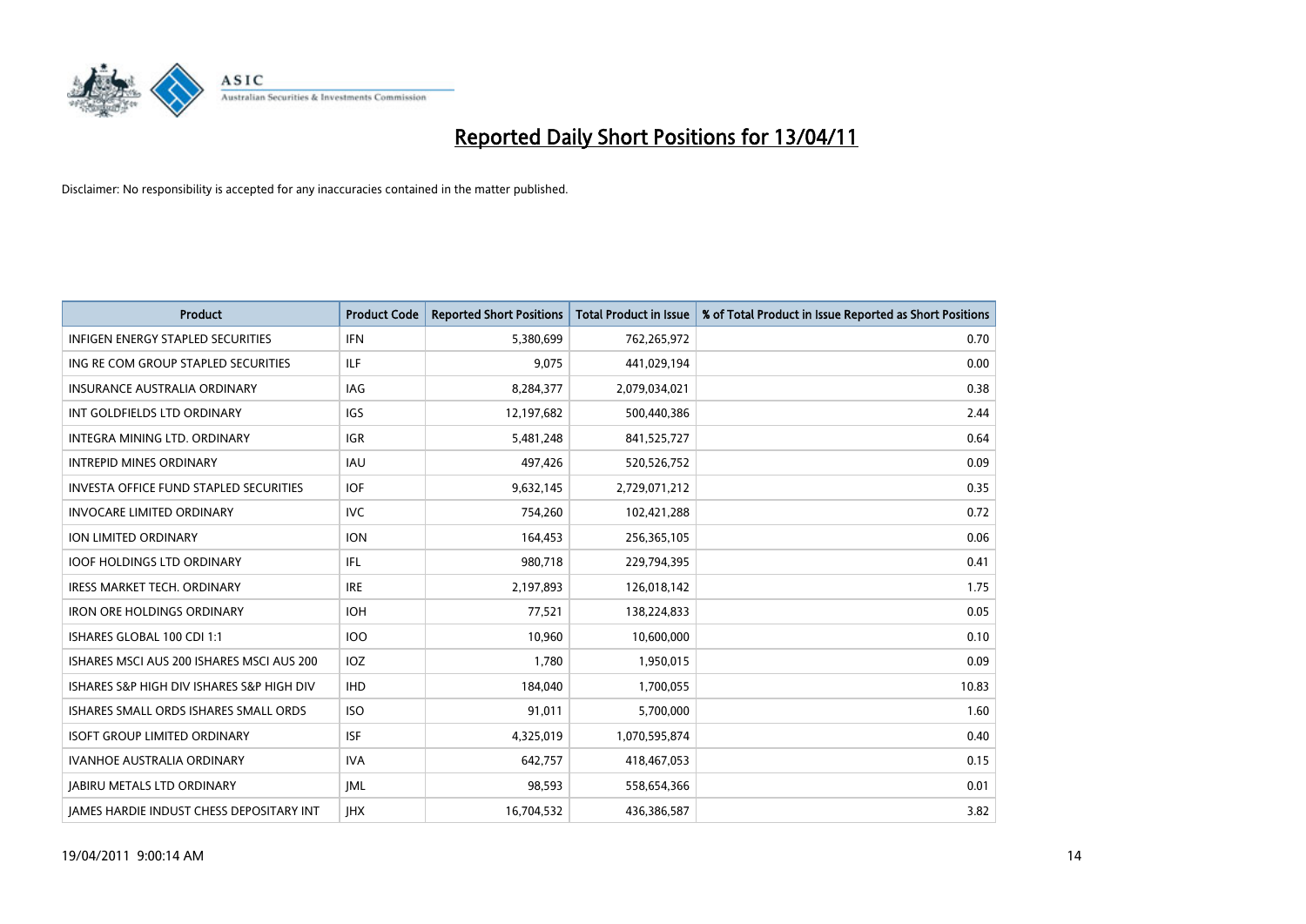# Reported Daily Short Positions for 13/04/11

Disclaimer: No responsibility is accepted for any inaccuracies contained in the matter published.

| Product | Product Code | Reported Short Positions | Total Product in Issue | % of Total Product in Issue Reported as Short Positions |
|---|---|---|---|---|
| INFIGEN ENERGY STAPLED SECURITIES | IFN | 5,380,699 | 762,265,972 | 0.70 |
| ING RE COM GROUP STAPLED SECURITIES | ILF | 9,075 | 441,029,194 | 0.00 |
| INSURANCE AUSTRALIA ORDINARY | IAG | 8,284,377 | 2,079,034,021 | 0.38 |
| INT GOLDFIELDS LTD ORDINARY | IGS | 12,197,682 | 500,440,386 | 2.44 |
| INTEGRA MINING LTD. ORDINARY | IGR | 5,481,248 | 841,525,727 | 0.64 |
| INTREPID MINES ORDINARY | IAU | 497,426 | 520,526,752 | 0.09 |
| INVESTA OFFICE FUND STAPLED SECURITIES | IOF | 9,632,145 | 2,729,071,212 | 0.35 |
| INVOCARE LIMITED ORDINARY | IVC | 754,260 | 102,421,288 | 0.72 |
| ION LIMITED ORDINARY | ION | 164,453 | 256,365,105 | 0.06 |
| IOOF HOLDINGS LTD ORDINARY | IFL | 980,718 | 229,794,395 | 0.41 |
| IRESS MARKET TECH. ORDINARY | IRE | 2,197,893 | 126,018,142 | 1.75 |
| IRON ORE HOLDINGS ORDINARY | IOH | 77,521 | 138,224,833 | 0.05 |
| ISHARES GLOBAL 100 CDI 1:1 | IOO | 10,960 | 10,600,000 | 0.10 |
| ISHARES MSCI AUS 200 ISHARES MSCI AUS 200 | IOZ | 1,780 | 1,950,015 | 0.09 |
| ISHARES S&P HIGH DIV ISHARES S&P HIGH DIV | IHD | 184,040 | 1,700,055 | 10.83 |
| ISHARES SMALL ORDS ISHARES SMALL ORDS | ISO | 91,011 | 5,700,000 | 1.60 |
| ISOFT GROUP LIMITED ORDINARY | ISF | 4,325,019 | 1,070,595,874 | 0.40 |
| IVANHOE AUSTRALIA ORDINARY | IVA | 642,757 | 418,467,053 | 0.15 |
| JABIRU METALS LTD ORDINARY | JML | 98,593 | 558,654,366 | 0.01 |
| JAMES HARDIE INDUST CHESS DEPOSITARY INT | JHX | 16,704,532 | 436,386,587 | 3.82 |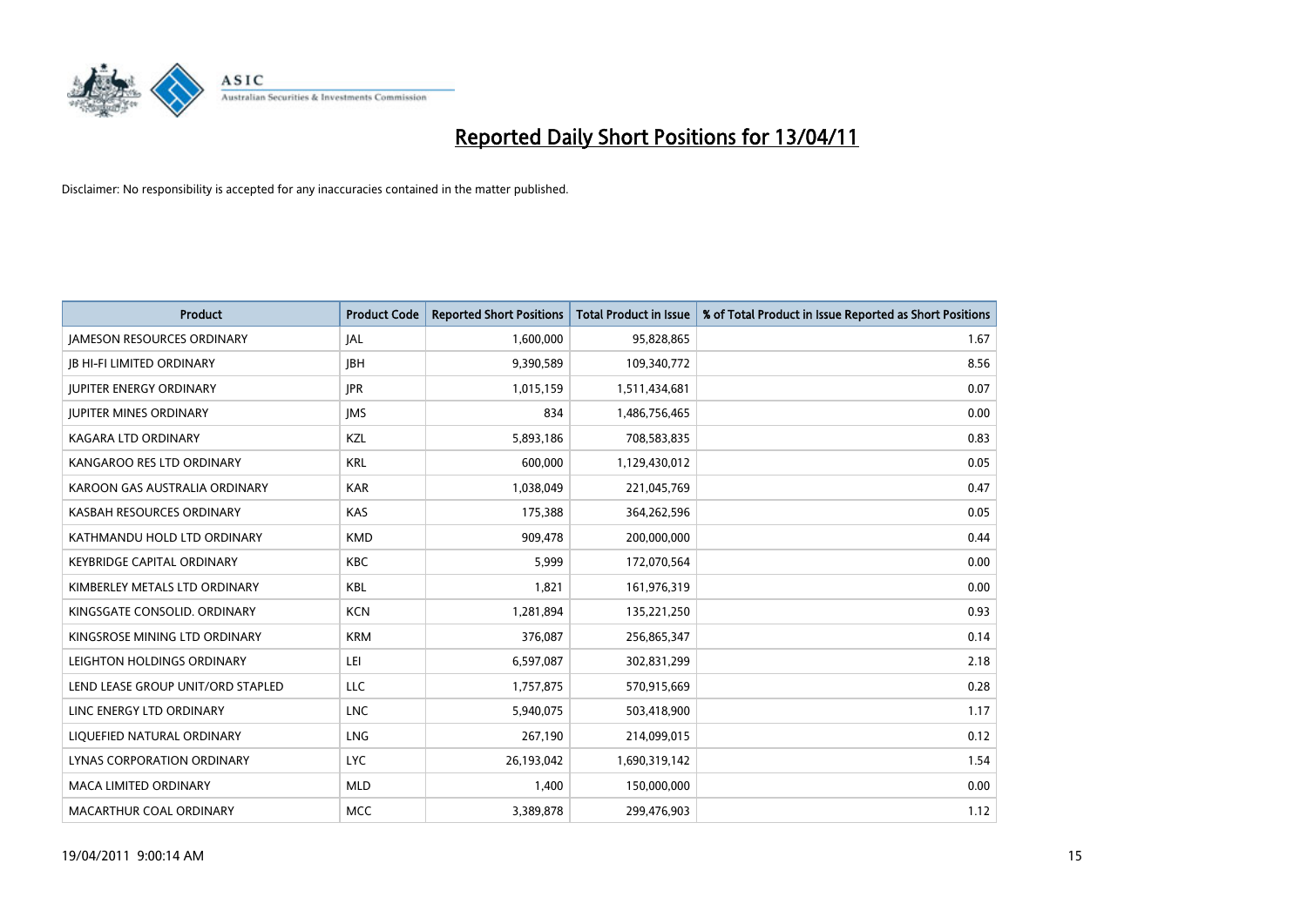# Reported Daily Short Positions for 13/04/11

Disclaimer: No responsibility is accepted for any inaccuracies contained in the matter published.

| Product | Product Code | Reported Short Positions | Total Product in Issue | % of Total Product in Issue Reported as Short Positions |
|---|---|---|---|---|
| JAMESON RESOURCES ORDINARY | JAL | 1,600,000 | 95,828,865 | 1.67 |
| JB HI-FI LIMITED ORDINARY | JBH | 9,390,589 | 109,340,772 | 8.56 |
| JUPITER ENERGY ORDINARY | JPR | 1,015,159 | 1,511,434,681 | 0.07 |
| JUPITER MINES ORDINARY | JMS | 834 | 1,486,756,465 | 0.00 |
| KAGARA LTD ORDINARY | KZL | 5,893,186 | 708,583,835 | 0.83 |
| KANGAROO RES LTD ORDINARY | KRL | 600,000 | 1,129,430,012 | 0.05 |
| KAROON GAS AUSTRALIA ORDINARY | KAR | 1,038,049 | 221,045,769 | 0.47 |
| KASBAH RESOURCES ORDINARY | KAS | 175,388 | 364,262,596 | 0.05 |
| KATHMANDU HOLD LTD ORDINARY | KMD | 909,478 | 200,000,000 | 0.44 |
| KEYBRIDGE CAPITAL ORDINARY | KBC | 5,999 | 172,070,564 | 0.00 |
| KIMBERLEY METALS LTD ORDINARY | KBL | 1,821 | 161,976,319 | 0.00 |
| KINGSGATE CONSOLID. ORDINARY | KCN | 1,281,894 | 135,221,250 | 0.93 |
| KINGSROSE MINING LTD ORDINARY | KRM | 376,087 | 256,865,347 | 0.14 |
| LEIGHTON HOLDINGS ORDINARY | LEI | 6,597,087 | 302,831,299 | 2.18 |
| LEND LEASE GROUP UNIT/ORD STAPLED | LLC | 1,757,875 | 570,915,669 | 0.28 |
| LINC ENERGY LTD ORDINARY | LNC | 5,940,075 | 503,418,900 | 1.17 |
| LIQUEFIED NATURAL ORDINARY | LNG | 267,190 | 214,099,015 | 0.12 |
| LYNAS CORPORATION ORDINARY | LYC | 26,193,042 | 1,690,319,142 | 1.54 |
| MACA LIMITED ORDINARY | MLD | 1,400 | 150,000,000 | 0.00 |
| MACARTHUR COAL ORDINARY | MCC | 3,389,878 | 299,476,903 | 1.12 |

19/04/2011 9:00:14 AM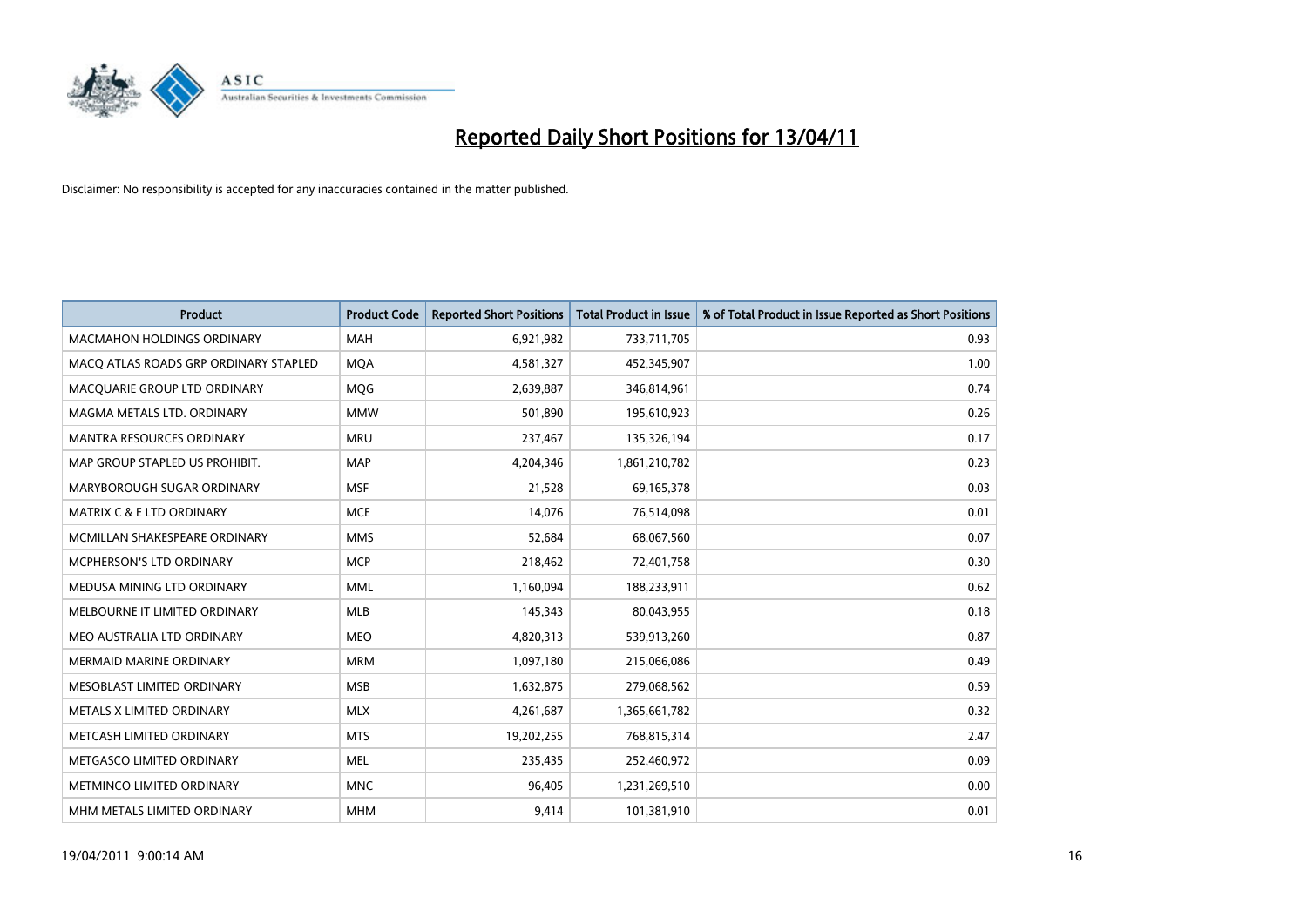# Reported Daily Short Positions for 13/04/11

Disclaimer: No responsibility is accepted for any inaccuracies contained in the matter published.

| Product | Product Code | Reported Short Positions | Total Product in Issue | % of Total Product in Issue Reported as Short Positions |
|---|---|---|---|---|
| MACMAHON HOLDINGS ORDINARY | MAH | 6,921,982 | 733,711,705 | 0.93 |
| MACQ ATLAS ROADS GRP ORDINARY STAPLED | MQA | 4,581,327 | 452,345,907 | 1.00 |
| MACQUARIE GROUP LTD ORDINARY | MQG | 2,639,887 | 346,814,961 | 0.74 |
| MAGMA METALS LTD. ORDINARY | MMW | 501,890 | 195,610,923 | 0.26 |
| MANTRA RESOURCES ORDINARY | MRU | 237,467 | 135,326,194 | 0.17 |
| MAP GROUP STAPLED US PROHIBIT. | MAP | 4,204,346 | 1,861,210,782 | 0.23 |
| MARYBOROUGH SUGAR ORDINARY | MSF | 21,528 | 69,165,378 | 0.03 |
| MATRIX C & E LTD ORDINARY | MCE | 14,076 | 76,514,098 | 0.01 |
| MCMILLAN SHAKESPEARE ORDINARY | MMS | 52,684 | 68,067,560 | 0.07 |
| MCPHERSON'S LTD ORDINARY | MCP | 218,462 | 72,401,758 | 0.30 |
| MEDUSA MINING LTD ORDINARY | MML | 1,160,094 | 188,233,911 | 0.62 |
| MELBOURNE IT LIMITED ORDINARY | MLB | 145,343 | 80,043,955 | 0.18 |
| MEO AUSTRALIA LTD ORDINARY | MEO | 4,820,313 | 539,913,260 | 0.87 |
| MERMAID MARINE ORDINARY | MRM | 1,097,180 | 215,066,086 | 0.49 |
| MESOBLAST LIMITED ORDINARY | MSB | 1,632,875 | 279,068,562 | 0.59 |
| METALS X LIMITED ORDINARY | MLX | 4,261,687 | 1,365,661,782 | 0.32 |
| METCASH LIMITED ORDINARY | MTS | 19,202,255 | 768,815,314 | 2.47 |
| METGASCO LIMITED ORDINARY | MEL | 235,435 | 252,460,972 | 0.09 |
| METMINCO LIMITED ORDINARY | MNC | 96,405 | 1,231,269,510 | 0.00 |
| MHM METALS LIMITED ORDINARY | MHM | 9,414 | 101,381,910 | 0.01 |

19/04/2011 9:00:14 AM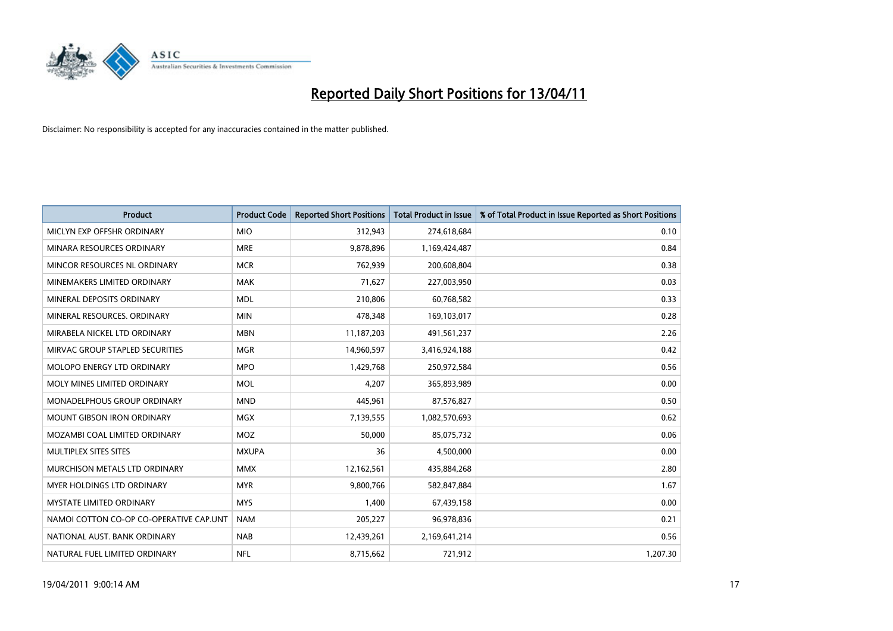# Reported Daily Short Positions for 13/04/11

Disclaimer: No responsibility is accepted for any inaccuracies contained in the matter published.

| Product | Product Code | Reported Short Positions | Total Product in Issue | % of Total Product in Issue Reported as Short Positions |
|---|---|---|---|---|
| MICLYN EXP OFFSHR ORDINARY | MIO | 312,943 | 274,618,684 | 0.10 |
| MINARA RESOURCES ORDINARY | MRE | 9,878,896 | 1,169,424,487 | 0.84 |
| MINCOR RESOURCES NL ORDINARY | MCR | 762,939 | 200,608,804 | 0.38 |
| MINEMAKERS LIMITED ORDINARY | MAK | 71,627 | 227,003,950 | 0.03 |
| MINERAL DEPOSITS ORDINARY | MDL | 210,806 | 60,768,582 | 0.33 |
| MINERAL RESOURCES. ORDINARY | MIN | 478,348 | 169,103,017 | 0.28 |
| MIRABELA NICKEL LTD ORDINARY | MBN | 11,187,203 | 491,561,237 | 2.26 |
| MIRVAC GROUP STAPLED SECURITIES | MGR | 14,960,597 | 3,416,924,188 | 0.42 |
| MOLOPO ENERGY LTD ORDINARY | MPO | 1,429,768 | 250,972,584 | 0.56 |
| MOLY MINES LIMITED ORDINARY | MOL | 4,207 | 365,893,989 | 0.00 |
| MONADELPHOUS GROUP ORDINARY | MND | 445,961 | 87,576,827 | 0.50 |
| MOUNT GIBSON IRON ORDINARY | MGX | 7,139,555 | 1,082,570,693 | 0.62 |
| MOZAMBI COAL LIMITED ORDINARY | MOZ | 50,000 | 85,075,732 | 0.06 |
| MULTIPLEX SITES SITES | MXUPA | 36 | 4,500,000 | 0.00 |
| MURCHISON METALS LTD ORDINARY | MMX | 12,162,561 | 435,884,268 | 2.80 |
| MYER HOLDINGS LTD ORDINARY | MYR | 9,800,766 | 582,847,884 | 1.67 |
| MYSTATE LIMITED ORDINARY | MYS | 1,400 | 67,439,158 | 0.00 |
| NAMOI COTTON CO-OP CO-OPERATIVE CAP.UNT | NAM | 205,227 | 96,978,836 | 0.21 |
| NATIONAL AUST. BANK ORDINARY | NAB | 12,439,261 | 2,169,641,214 | 0.56 |
| NATURAL FUEL LIMITED ORDINARY | NFL | 8,715,662 | 721,912 | 1,207.30 |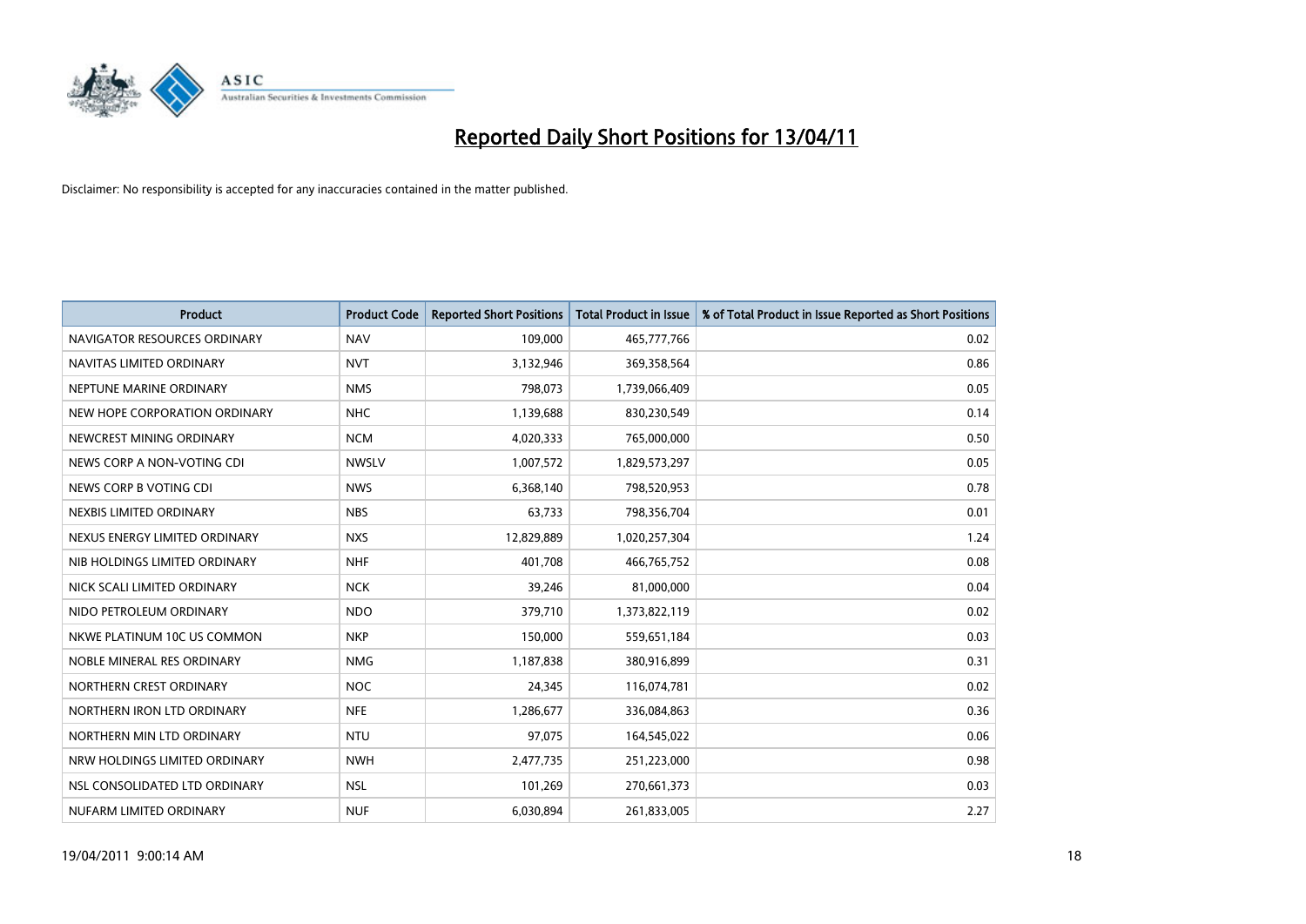# Reported Daily Short Positions for 13/04/11

Disclaimer: No responsibility is accepted for any inaccuracies contained in the matter published.

| Product | Product Code | Reported Short Positions | Total Product in Issue | % of Total Product in Issue Reported as Short Positions |
|---|---|---|---|---|
| NAVIGATOR RESOURCES ORDINARY | NAV | 109,000 | 465,777,766 | 0.02 |
| NAVITAS LIMITED ORDINARY | NVT | 3,132,946 | 369,358,564 | 0.86 |
| NEPTUNE MARINE ORDINARY | NMS | 798,073 | 1,739,066,409 | 0.05 |
| NEW HOPE CORPORATION ORDINARY | NHC | 1,139,688 | 830,230,549 | 0.14 |
| NEWCREST MINING ORDINARY | NCM | 4,020,333 | 765,000,000 | 0.50 |
| NEWS CORP A NON-VOTING CDI | NWSLV | 1,007,572 | 1,829,573,297 | 0.05 |
| NEWS CORP B VOTING CDI | NWS | 6,368,140 | 798,520,953 | 0.78 |
| NEXBIS LIMITED ORDINARY | NBS | 63,733 | 798,356,704 | 0.01 |
| NEXUS ENERGY LIMITED ORDINARY | NXS | 12,829,889 | 1,020,257,304 | 1.24 |
| NIB HOLDINGS LIMITED ORDINARY | NHF | 401,708 | 466,765,752 | 0.08 |
| NICK SCALI LIMITED ORDINARY | NCK | 39,246 | 81,000,000 | 0.04 |
| NIDO PETROLEUM ORDINARY | NDO | 379,710 | 1,373,822,119 | 0.02 |
| NKWE PLATINUM 10C US COMMON | NKP | 150,000 | 559,651,184 | 0.03 |
| NOBLE MINERAL RES ORDINARY | NMG | 1,187,838 | 380,916,899 | 0.31 |
| NORTHERN CREST ORDINARY | NOC | 24,345 | 116,074,781 | 0.02 |
| NORTHERN IRON LTD ORDINARY | NFE | 1,286,677 | 336,084,863 | 0.36 |
| NORTHERN MIN LTD ORDINARY | NTU | 97,075 | 164,545,022 | 0.06 |
| NRW HOLDINGS LIMITED ORDINARY | NWH | 2,477,735 | 251,223,000 | 0.98 |
| NSL CONSOLIDATED LTD ORDINARY | NSL | 101,269 | 270,661,373 | 0.03 |
| NUFARM LIMITED ORDINARY | NUF | 6,030,894 | 261,833,005 | 2.27 |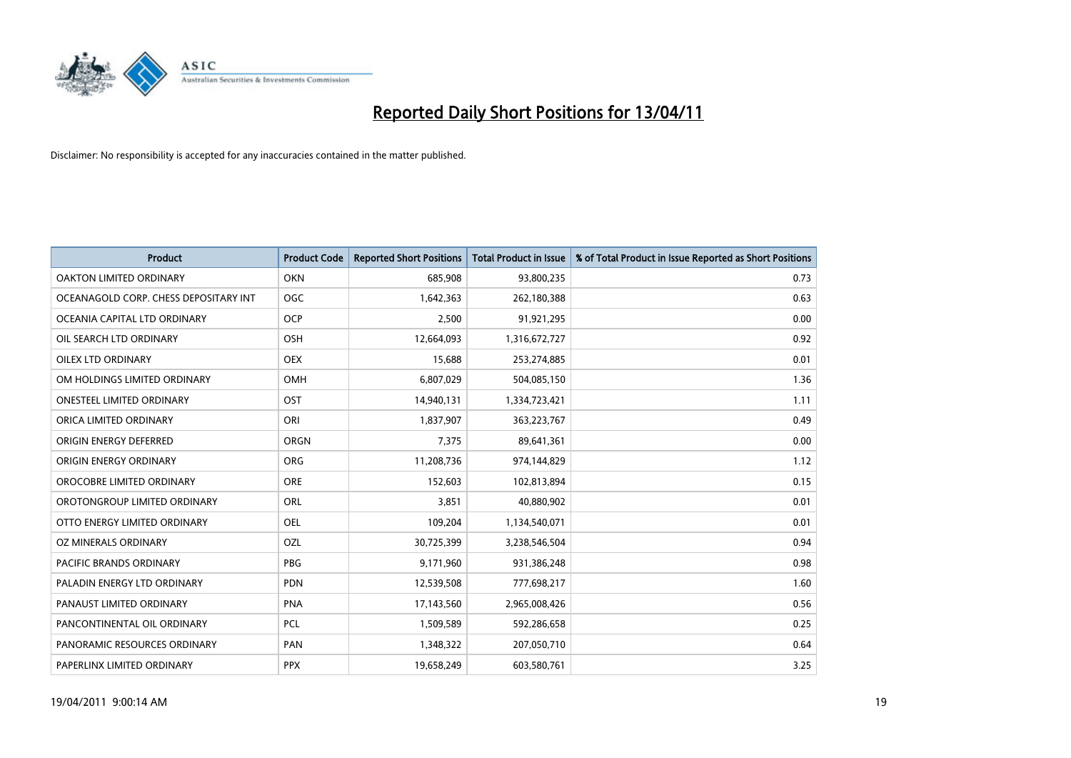# Reported Daily Short Positions for 13/04/11

Disclaimer: No responsibility is accepted for any inaccuracies contained in the matter published.

| Product | Product Code | Reported Short Positions | Total Product in Issue | % of Total Product in Issue Reported as Short Positions |
|---|---|---|---|---|
| OAKTON LIMITED ORDINARY | OKN | 685,908 | 93,800,235 | 0.73 |
| OCEANAGOLD CORP. CHESS DEPOSITARY INT | OGC | 1,642,363 | 262,180,388 | 0.63 |
| OCEANIA CAPITAL LTD ORDINARY | OCP | 2,500 | 91,921,295 | 0.00 |
| OIL SEARCH LTD ORDINARY | OSH | 12,664,093 | 1,316,672,727 | 0.92 |
| OILEX LTD ORDINARY | OEX | 15,688 | 253,274,885 | 0.01 |
| OM HOLDINGS LIMITED ORDINARY | OMH | 6,807,029 | 504,085,150 | 1.36 |
| ONESTEEL LIMITED ORDINARY | OST | 14,940,131 | 1,334,723,421 | 1.11 |
| ORICA LIMITED ORDINARY | ORI | 1,837,907 | 363,223,767 | 0.49 |
| ORIGIN ENERGY DEFERRED | ORGN | 7,375 | 89,641,361 | 0.00 |
| ORIGIN ENERGY ORDINARY | ORG | 11,208,736 | 974,144,829 | 1.12 |
| OROCOBRE LIMITED ORDINARY | ORE | 152,603 | 102,813,894 | 0.15 |
| OROTONGROUP LIMITED ORDINARY | ORL | 3,851 | 40,880,902 | 0.01 |
| OTTO ENERGY LIMITED ORDINARY | OEL | 109,204 | 1,134,540,071 | 0.01 |
| OZ MINERALS ORDINARY | OZL | 30,725,399 | 3,238,546,504 | 0.94 |
| PACIFIC BRANDS ORDINARY | PBG | 9,171,960 | 931,386,248 | 0.98 |
| PALADIN ENERGY LTD ORDINARY | PDN | 12,539,508 | 777,698,217 | 1.60 |
| PANAUST LIMITED ORDINARY | PNA | 17,143,560 | 2,965,008,426 | 0.56 |
| PANCONTINENTAL OIL ORDINARY | PCL | 1,509,589 | 592,286,658 | 0.25 |
| PANORAMIC RESOURCES ORDINARY | PAN | 1,348,322 | 207,050,710 | 0.64 |
| PAPERLINX LIMITED ORDINARY | PPX | 19,658,249 | 603,580,761 | 3.25 |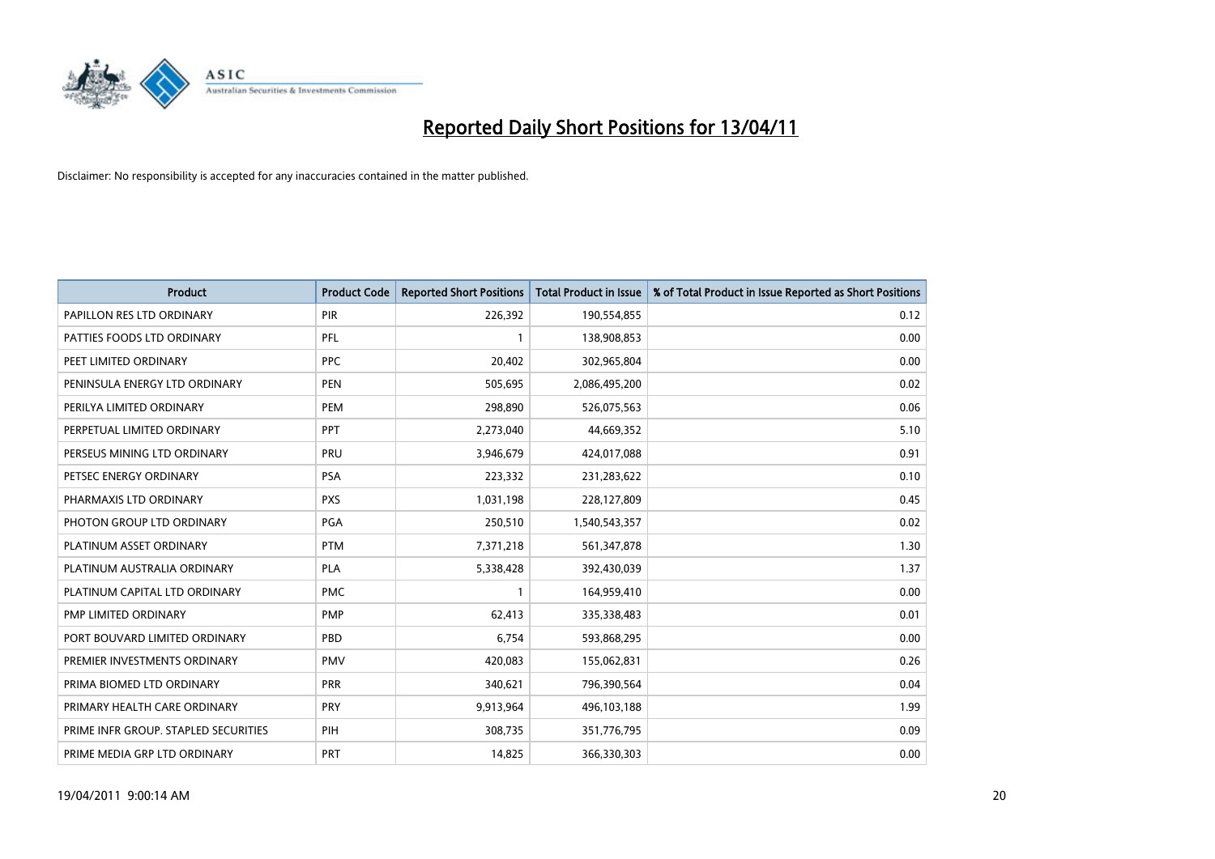# Reported Daily Short Positions for 13/04/11

Disclaimer: No responsibility is accepted for any inaccuracies contained in the matter published.

| Product | Product Code | Reported Short Positions | Total Product in Issue | % of Total Product in Issue Reported as Short Positions |
|---|---|---|---|---|
| PAPILLON RES LTD ORDINARY | PIR | 226,392 | 190,554,855 | 0.12 |
| PATTIES FOODS LTD ORDINARY | PFL | 1 | 138,908,853 | 0.00 |
| PEET LIMITED ORDINARY | PPC | 20,402 | 302,965,804 | 0.00 |
| PENINSULA ENERGY LTD ORDINARY | PEN | 505,695 | 2,086,495,200 | 0.02 |
| PERILYA LIMITED ORDINARY | PEM | 298,890 | 526,075,563 | 0.06 |
| PERPETUAL LIMITED ORDINARY | PPT | 2,273,040 | 44,669,352 | 5.10 |
| PERSEUS MINING LTD ORDINARY | PRU | 3,946,679 | 424,017,088 | 0.91 |
| PETSEC ENERGY ORDINARY | PSA | 223,332 | 231,283,622 | 0.10 |
| PHARMAXIS LTD ORDINARY | PXS | 1,031,198 | 228,127,809 | 0.45 |
| PHOTON GROUP LTD ORDINARY | PGA | 250,510 | 1,540,543,357 | 0.02 |
| PLATINUM ASSET ORDINARY | PTM | 7,371,218 | 561,347,878 | 1.30 |
| PLATINUM AUSTRALIA ORDINARY | PLA | 5,338,428 | 392,430,039 | 1.37 |
| PLATINUM CAPITAL LTD ORDINARY | PMC | 1 | 164,959,410 | 0.00 |
| PMP LIMITED ORDINARY | PMP | 62,413 | 335,338,483 | 0.01 |
| PORT BOUVARD LIMITED ORDINARY | PBD | 6,754 | 593,868,295 | 0.00 |
| PREMIER INVESTMENTS ORDINARY | PMV | 420,083 | 155,062,831 | 0.26 |
| PRIMA BIOMED LTD ORDINARY | PRR | 340,621 | 796,390,564 | 0.04 |
| PRIMARY HEALTH CARE ORDINARY | PRY | 9,913,964 | 496,103,188 | 1.99 |
| PRIME INFR GROUP. STAPLED SECURITIES | PIH | 308,735 | 351,776,795 | 0.09 |
| PRIME MEDIA GRP LTD ORDINARY | PRT | 14,825 | 366,330,303 | 0.00 |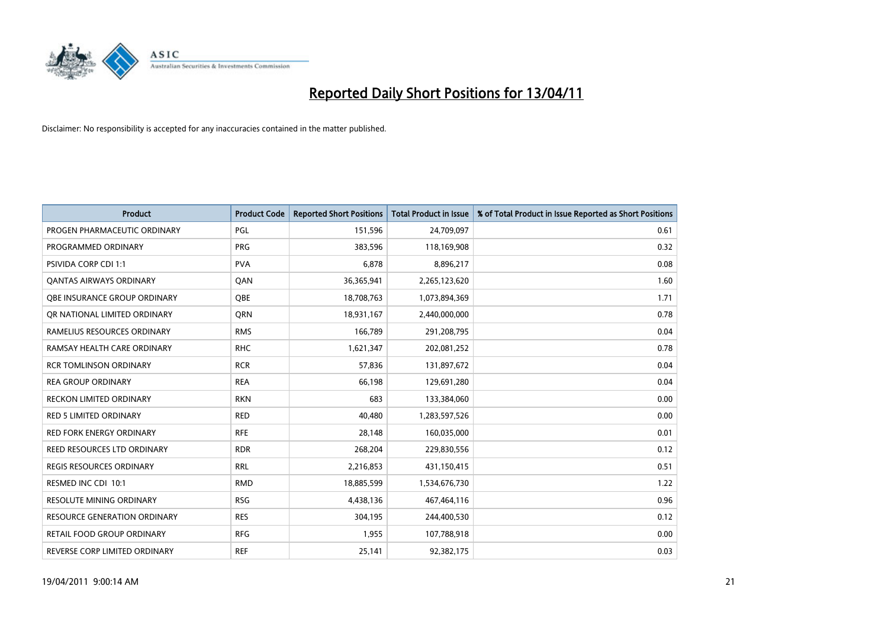# Reported Daily Short Positions for 13/04/11

Disclaimer: No responsibility is accepted for any inaccuracies contained in the matter published.

| Product | Product Code | Reported Short Positions | Total Product in Issue | % of Total Product in Issue Reported as Short Positions |
|---|---|---|---|---|
| PROGEN PHARMACEUTIC ORDINARY | PGL | 151,596 | 24,709,097 | 0.61 |
| PROGRAMMED ORDINARY | PRG | 383,596 | 118,169,908 | 0.32 |
| PSIVIDA CORP CDI 1:1 | PVA | 6,878 | 8,896,217 | 0.08 |
| QANTAS AIRWAYS ORDINARY | QAN | 36,365,941 | 2,265,123,620 | 1.60 |
| QBE INSURANCE GROUP ORDINARY | QBE | 18,708,763 | 1,073,894,369 | 1.71 |
| QR NATIONAL LIMITED ORDINARY | QRN | 18,931,167 | 2,440,000,000 | 0.78 |
| RAMELIUS RESOURCES ORDINARY | RMS | 166,789 | 291,208,795 | 0.04 |
| RAMSAY HEALTH CARE ORDINARY | RHC | 1,621,347 | 202,081,252 | 0.78 |
| RCR TOMLINSON ORDINARY | RCR | 57,836 | 131,897,672 | 0.04 |
| REA GROUP ORDINARY | REA | 66,198 | 129,691,280 | 0.04 |
| RECKON LIMITED ORDINARY | RKN | 683 | 133,384,060 | 0.00 |
| RED 5 LIMITED ORDINARY | RED | 40,480 | 1,283,597,526 | 0.00 |
| RED FORK ENERGY ORDINARY | RFE | 28,148 | 160,035,000 | 0.01 |
| REED RESOURCES LTD ORDINARY | RDR | 268,204 | 229,830,556 | 0.12 |
| REGIS RESOURCES ORDINARY | RRL | 2,216,853 | 431,150,415 | 0.51 |
| RESMED INC CDI 10:1 | RMD | 18,885,599 | 1,534,676,730 | 1.22 |
| RESOLUTE MINING ORDINARY | RSG | 4,438,136 | 467,464,116 | 0.96 |
| RESOURCE GENERATION ORDINARY | RES | 304,195 | 244,400,530 | 0.12 |
| RETAIL FOOD GROUP ORDINARY | RFG | 1,955 | 107,788,918 | 0.00 |
| REVERSE CORP LIMITED ORDINARY | REF | 25,141 | 92,382,175 | 0.03 |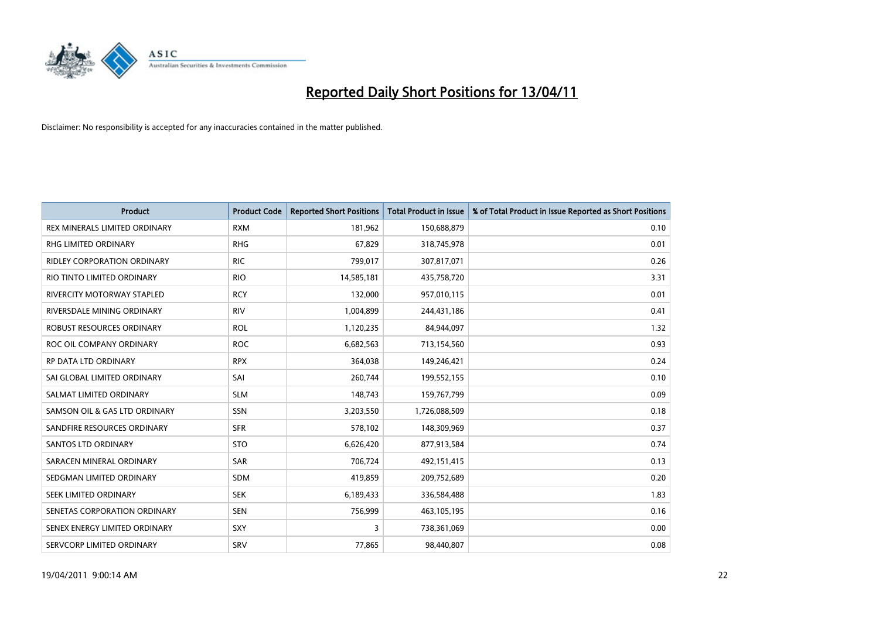# Reported Daily Short Positions for 13/04/11

Disclaimer: No responsibility is accepted for any inaccuracies contained in the matter published.

| Product | Product Code | Reported Short Positions | Total Product in Issue | % of Total Product in Issue Reported as Short Positions |
|---|---|---|---|---|
| REX MINERALS LIMITED ORDINARY | RXM | 181,962 | 150,688,879 | 0.10 |
| RHG LIMITED ORDINARY | RHG | 67,829 | 318,745,978 | 0.01 |
| RIDLEY CORPORATION ORDINARY | RIC | 799,017 | 307,817,071 | 0.26 |
| RIO TINTO LIMITED ORDINARY | RIO | 14,585,181 | 435,758,720 | 3.31 |
| RIVERCITY MOTORWAY STAPLED | RCY | 132,000 | 957,010,115 | 0.01 |
| RIVERSDALE MINING ORDINARY | RIV | 1,004,899 | 244,431,186 | 0.41 |
| ROBUST RESOURCES ORDINARY | ROL | 1,120,235 | 84,944,097 | 1.32 |
| ROC OIL COMPANY ORDINARY | ROC | 6,682,563 | 713,154,560 | 0.93 |
| RP DATA LTD ORDINARY | RPX | 364,038 | 149,246,421 | 0.24 |
| SAI GLOBAL LIMITED ORDINARY | SAI | 260,744 | 199,552,155 | 0.10 |
| SALMAT LIMITED ORDINARY | SLM | 148,743 | 159,767,799 | 0.09 |
| SAMSON OIL & GAS LTD ORDINARY | SSN | 3,203,550 | 1,726,088,509 | 0.18 |
| SANDFIRE RESOURCES ORDINARY | SFR | 578,102 | 148,309,969 | 0.37 |
| SANTOS LTD ORDINARY | STO | 6,626,420 | 877,913,584 | 0.74 |
| SARACEN MINERAL ORDINARY | SAR | 706,724 | 492,151,415 | 0.13 |
| SEDGMAN LIMITED ORDINARY | SDM | 419,859 | 209,752,689 | 0.20 |
| SEEK LIMITED ORDINARY | SEK | 6,189,433 | 336,584,488 | 1.83 |
| SENETAS CORPORATION ORDINARY | SEN | 756,999 | 463,105,195 | 0.16 |
| SENEX ENERGY LIMITED ORDINARY | SXY | 3 | 738,361,069 | 0.00 |
| SERVCORP LIMITED ORDINARY | SRV | 77,865 | 98,440,807 | 0.08 |

19/04/2011 9:00:14 AM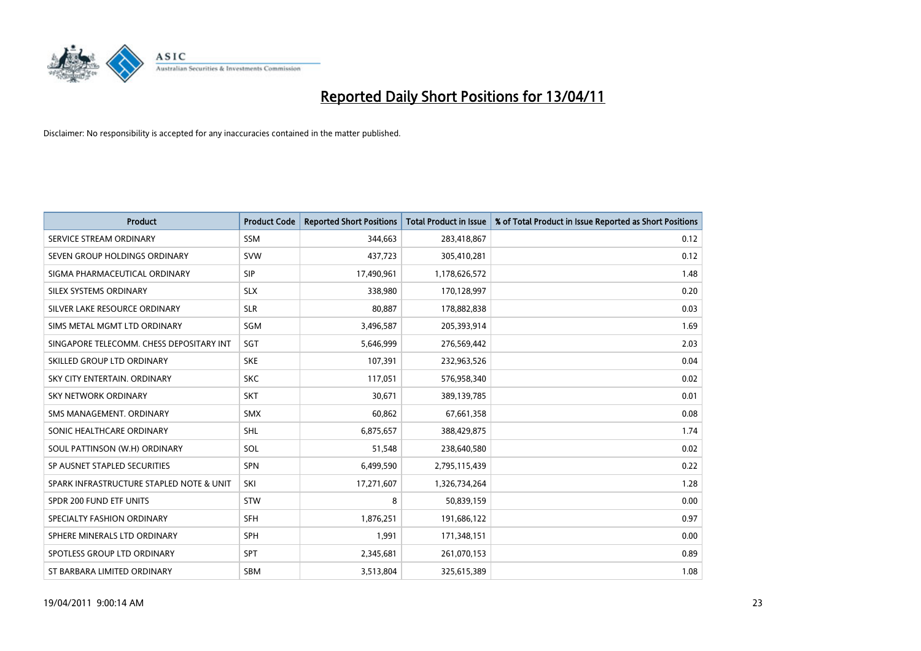# Reported Daily Short Positions for 13/04/11

Disclaimer: No responsibility is accepted for any inaccuracies contained in the matter published.

| Product | Product Code | Reported Short Positions | Total Product in Issue | % of Total Product in Issue Reported as Short Positions |
|---|---|---|---|---|
| SERVICE STREAM ORDINARY | SSM | 344,663 | 283,418,867 | 0.12 |
| SEVEN GROUP HOLDINGS ORDINARY | SVW | 437,723 | 305,410,281 | 0.12 |
| SIGMA PHARMACEUTICAL ORDINARY | SIP | 17,490,961 | 1,178,626,572 | 1.48 |
| SILEX SYSTEMS ORDINARY | SLX | 338,980 | 170,128,997 | 0.20 |
| SILVER LAKE RESOURCE ORDINARY | SLR | 80,887 | 178,882,838 | 0.03 |
| SIMS METAL MGMT LTD ORDINARY | SGM | 3,496,587 | 205,393,914 | 1.69 |
| SINGAPORE TELECOMM. CHESS DEPOSITARY INT | SGT | 5,646,999 | 276,569,442 | 2.03 |
| SKILLED GROUP LTD ORDINARY | SKE | 107,391 | 232,963,526 | 0.04 |
| SKY CITY ENTERTAIN. ORDINARY | SKC | 117,051 | 576,958,340 | 0.02 |
| SKY NETWORK ORDINARY | SKT | 30,671 | 389,139,785 | 0.01 |
| SMS MANAGEMENT. ORDINARY | SMX | 60,862 | 67,661,358 | 0.08 |
| SONIC HEALTHCARE ORDINARY | SHL | 6,875,657 | 388,429,875 | 1.74 |
| SOUL PATTINSON (W.H) ORDINARY | SOL | 51,548 | 238,640,580 | 0.02 |
| SP AUSNET STAPLED SECURITIES | SPN | 6,499,590 | 2,795,115,439 | 0.22 |
| SPARK INFRASTRUCTURE STAPLED NOTE & UNIT | SKI | 17,271,607 | 1,326,734,264 | 1.28 |
| SPDR 200 FUND ETF UNITS | STW | 8 | 50,839,159 | 0.00 |
| SPECIALTY FASHION ORDINARY | SFH | 1,876,251 | 191,686,122 | 0.97 |
| SPHERE MINERALS LTD ORDINARY | SPH | 1,991 | 171,348,151 | 0.00 |
| SPOTLESS GROUP LTD ORDINARY | SPT | 2,345,681 | 261,070,153 | 0.89 |
| ST BARBARA LIMITED ORDINARY | SBM | 3,513,804 | 325,615,389 | 1.08 |

19/04/2011 9:00:14 AM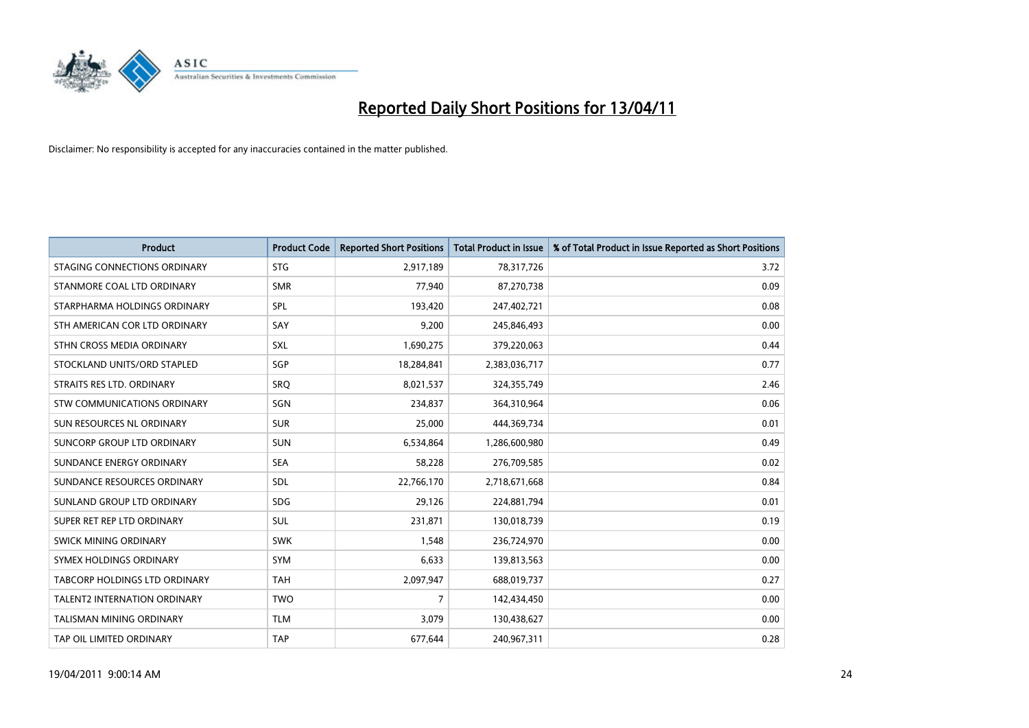# Reported Daily Short Positions for 13/04/11

Disclaimer: No responsibility is accepted for any inaccuracies contained in the matter published.

| Product | Product Code | Reported Short Positions | Total Product in Issue | % of Total Product in Issue Reported as Short Positions |
|---|---|---|---|---|
| STAGING CONNECTIONS ORDINARY | STG | 2,917,189 | 78,317,726 | 3.72 |
| STANMORE COAL LTD ORDINARY | SMR | 77,940 | 87,270,738 | 0.09 |
| STARPHARMA HOLDINGS ORDINARY | SPL | 193,420 | 247,402,721 | 0.08 |
| STH AMERICAN COR LTD ORDINARY | SAY | 9,200 | 245,846,493 | 0.00 |
| STHN CROSS MEDIA ORDINARY | SXL | 1,690,275 | 379,220,063 | 0.44 |
| STOCKLAND UNITS/ORD STAPLED | SGP | 18,284,841 | 2,383,036,717 | 0.77 |
| STRAITS RES LTD. ORDINARY | SRQ | 8,021,537 | 324,355,749 | 2.46 |
| STW COMMUNICATIONS ORDINARY | SGN | 234,837 | 364,310,964 | 0.06 |
| SUN RESOURCES NL ORDINARY | SUR | 25,000 | 444,369,734 | 0.01 |
| SUNCORP GROUP LTD ORDINARY | SUN | 6,534,864 | 1,286,600,980 | 0.49 |
| SUNDANCE ENERGY ORDINARY | SEA | 58,228 | 276,709,585 | 0.02 |
| SUNDANCE RESOURCES ORDINARY | SDL | 22,766,170 | 2,718,671,668 | 0.84 |
| SUNLAND GROUP LTD ORDINARY | SDG | 29,126 | 224,881,794 | 0.01 |
| SUPER RET REP LTD ORDINARY | SUL | 231,871 | 130,018,739 | 0.19 |
| SWICK MINING ORDINARY | SWK | 1,548 | 236,724,970 | 0.00 |
| SYMEX HOLDINGS ORDINARY | SYM | 6,633 | 139,813,563 | 0.00 |
| TABCORP HOLDINGS LTD ORDINARY | TAH | 2,097,947 | 688,019,737 | 0.27 |
| TALENT2 INTERNATION ORDINARY | TWO | 7 | 142,434,450 | 0.00 |
| TALISMAN MINING ORDINARY | TLM | 3,079 | 130,438,627 | 0.00 |
| TAP OIL LIMITED ORDINARY | TAP | 677,644 | 240,967,311 | 0.28 |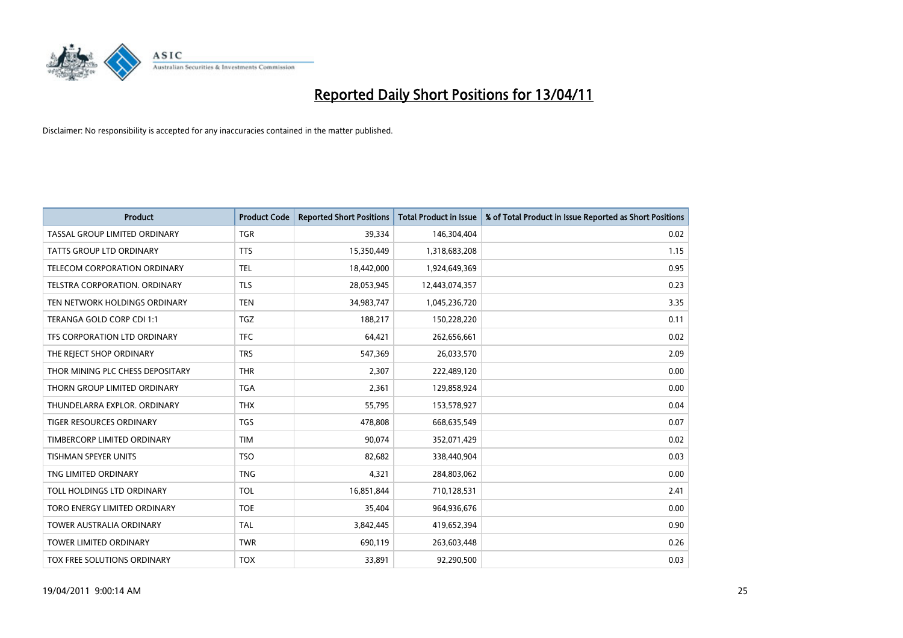# Reported Daily Short Positions for 13/04/11

Disclaimer: No responsibility is accepted for any inaccuracies contained in the matter published.

| Product | Product Code | Reported Short Positions | Total Product in Issue | % of Total Product in Issue Reported as Short Positions |
|---|---|---|---|---|
| TASSAL GROUP LIMITED ORDINARY | TGR | 39,334 | 146,304,404 | 0.02 |
| TATTS GROUP LTD ORDINARY | TTS | 15,350,449 | 1,318,683,208 | 1.15 |
| TELECOM CORPORATION ORDINARY | TEL | 18,442,000 | 1,924,649,369 | 0.95 |
| TELSTRA CORPORATION. ORDINARY | TLS | 28,053,945 | 12,443,074,357 | 0.23 |
| TEN NETWORK HOLDINGS ORDINARY | TEN | 34,983,747 | 1,045,236,720 | 3.35 |
| TERANGA GOLD CORP CDI 1:1 | TGZ | 188,217 | 150,228,220 | 0.11 |
| TFS CORPORATION LTD ORDINARY | TFC | 64,421 | 262,656,661 | 0.02 |
| THE REJECT SHOP ORDINARY | TRS | 547,369 | 26,033,570 | 2.09 |
| THOR MINING PLC CHESS DEPOSITARY | THR | 2,307 | 222,489,120 | 0.00 |
| THORN GROUP LIMITED ORDINARY | TGA | 2,361 | 129,858,924 | 0.00 |
| THUNDELARRA EXPLOR. ORDINARY | THX | 55,795 | 153,578,927 | 0.04 |
| TIGER RESOURCES ORDINARY | TGS | 478,808 | 668,635,549 | 0.07 |
| TIMBERCORP LIMITED ORDINARY | TIM | 90,074 | 352,071,429 | 0.02 |
| TISHMAN SPEYER UNITS | TSO | 82,682 | 338,440,904 | 0.03 |
| TNG LIMITED ORDINARY | TNG | 4,321 | 284,803,062 | 0.00 |
| TOLL HOLDINGS LTD ORDINARY | TOL | 16,851,844 | 710,128,531 | 2.41 |
| TORO ENERGY LIMITED ORDINARY | TOE | 35,404 | 964,936,676 | 0.00 |
| TOWER AUSTRALIA ORDINARY | TAL | 3,842,445 | 419,652,394 | 0.90 |
| TOWER LIMITED ORDINARY | TWR | 690,119 | 263,603,448 | 0.26 |
| TOX FREE SOLUTIONS ORDINARY | TOX | 33,891 | 92,290,500 | 0.03 |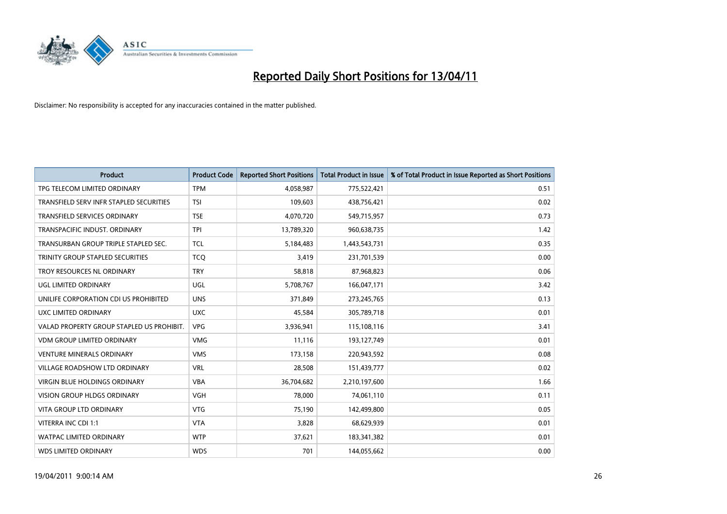# Reported Daily Short Positions for 13/04/11

Disclaimer: No responsibility is accepted for any inaccuracies contained in the matter published.

| Product | Product Code | Reported Short Positions | Total Product in Issue | % of Total Product in Issue Reported as Short Positions |
|---|---|---|---|---|
| TPG TELECOM LIMITED ORDINARY | TPM | 4,058,987 | 775,522,421 | 0.51 |
| TRANSFIELD SERV INFR STAPLED SECURITIES | TSI | 109,603 | 438,756,421 | 0.02 |
| TRANSFIELD SERVICES ORDINARY | TSE | 4,070,720 | 549,715,957 | 0.73 |
| TRANSPACIFIC INDUST. ORDINARY | TPI | 13,789,320 | 960,638,735 | 1.42 |
| TRANSURBAN GROUP TRIPLE STAPLED SEC. | TCL | 5,184,483 | 1,443,543,731 | 0.35 |
| TRINITY GROUP STAPLED SECURITIES | TCQ | 3,419 | 231,701,539 | 0.00 |
| TROY RESOURCES NL ORDINARY | TRY | 58,818 | 87,968,823 | 0.06 |
| UGL LIMITED ORDINARY | UGL | 5,708,767 | 166,047,171 | 3.42 |
| UNILIFE CORPORATION CDI US PROHIBITED | UNS | 371,849 | 273,245,765 | 0.13 |
| UXC LIMITED ORDINARY | UXC | 45,584 | 305,789,718 | 0.01 |
| VALAD PROPERTY GROUP STAPLED US PROHIBIT. | VPG | 3,936,941 | 115,108,116 | 3.41 |
| VDM GROUP LIMITED ORDINARY | VMG | 11,116 | 193,127,749 | 0.01 |
| VENTURE MINERALS ORDINARY | VMS | 173,158 | 220,943,592 | 0.08 |
| VILLAGE ROADSHOW LTD ORDINARY | VRL | 28,508 | 151,439,777 | 0.02 |
| VIRGIN BLUE HOLDINGS ORDINARY | VBA | 36,704,682 | 2,210,197,600 | 1.66 |
| VISION GROUP HLDGS ORDINARY | VGH | 78,000 | 74,061,110 | 0.11 |
| VITA GROUP LTD ORDINARY | VTG | 75,190 | 142,499,800 | 0.05 |
| VITERRA INC CDI 1:1 | VTA | 3,828 | 68,629,939 | 0.01 |
| WATPAC LIMITED ORDINARY | WTP | 37,621 | 183,341,382 | 0.01 |
| WDS LIMITED ORDINARY | WDS | 701 | 144,055,662 | 0.00 |

19/04/2011 9:00:14 AM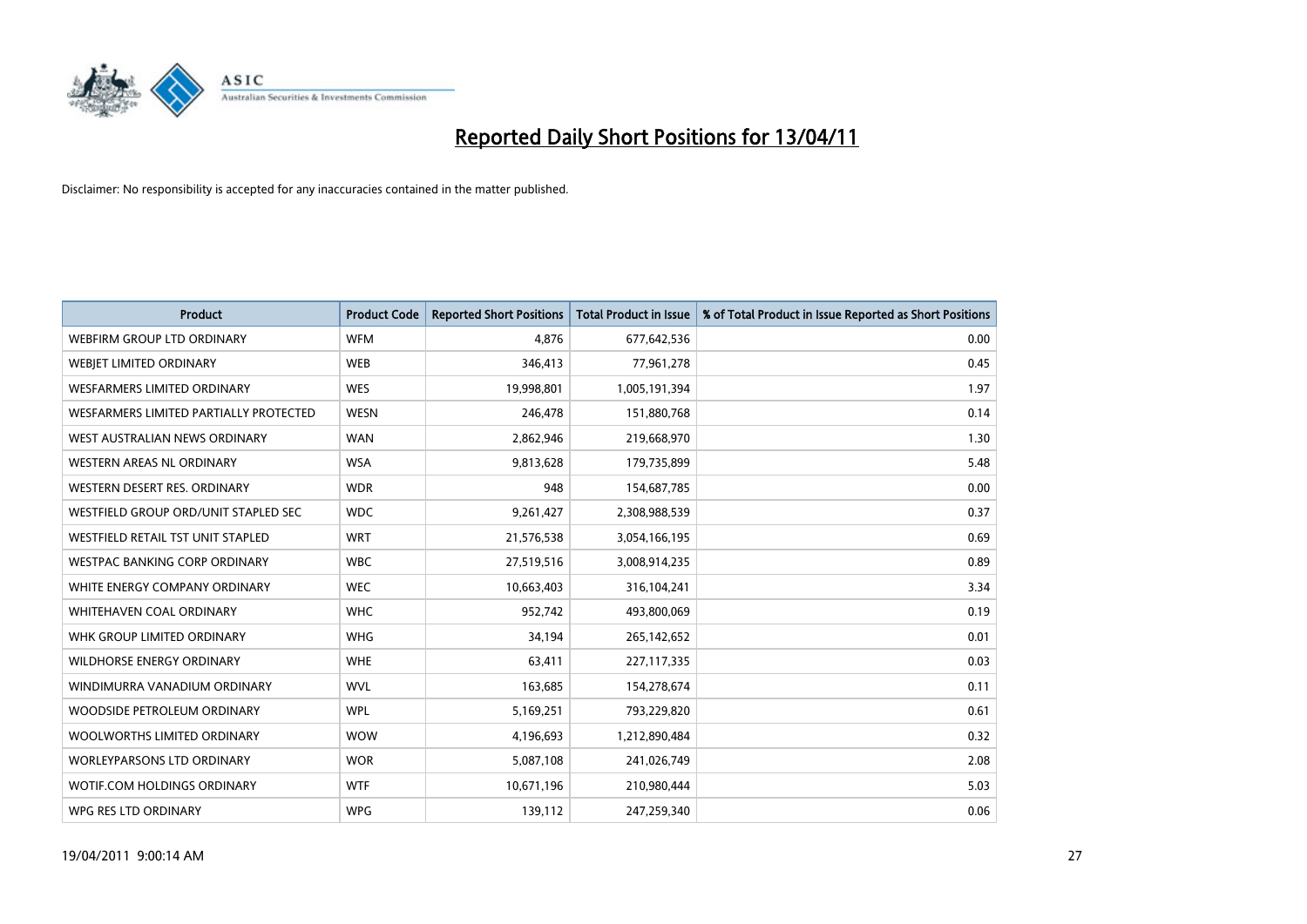# Reported Daily Short Positions for 13/04/11

Disclaimer: No responsibility is accepted for any inaccuracies contained in the matter published.

| Product | Product Code | Reported Short Positions | Total Product in Issue | % of Total Product in Issue Reported as Short Positions |
|---|---|---|---|---|
| WEBFIRM GROUP LTD ORDINARY | WFM | 4,876 | 677,642,536 | 0.00 |
| WEBJET LIMITED ORDINARY | WEB | 346,413 | 77,961,278 | 0.45 |
| WESFARMERS LIMITED ORDINARY | WES | 19,998,801 | 1,005,191,394 | 1.97 |
| WESFARMERS LIMITED PARTIALLY PROTECTED | WESN | 246,478 | 151,880,768 | 0.14 |
| WEST AUSTRALIAN NEWS ORDINARY | WAN | 2,862,946 | 219,668,970 | 1.30 |
| WESTERN AREAS NL ORDINARY | WSA | 9,813,628 | 179,735,899 | 5.48 |
| WESTERN DESERT RES. ORDINARY | WDR | 948 | 154,687,785 | 0.00 |
| WESTFIELD GROUP ORD/UNIT STAPLED SEC | WDC | 9,261,427 | 2,308,988,539 | 0.37 |
| WESTFIELD RETAIL TST UNIT STAPLED | WRT | 21,576,538 | 3,054,166,195 | 0.69 |
| WESTPAC BANKING CORP ORDINARY | WBC | 27,519,516 | 3,008,914,235 | 0.89 |
| WHITE ENERGY COMPANY ORDINARY | WEC | 10,663,403 | 316,104,241 | 3.34 |
| WHITEHAVEN COAL ORDINARY | WHC | 952,742 | 493,800,069 | 0.19 |
| WHK GROUP LIMITED ORDINARY | WHG | 34,194 | 265,142,652 | 0.01 |
| WILDHORSE ENERGY ORDINARY | WHE | 63,411 | 227,117,335 | 0.03 |
| WINDIMURRA VANADIUM ORDINARY | WVL | 163,685 | 154,278,674 | 0.11 |
| WOODSIDE PETROLEUM ORDINARY | WPL | 5,169,251 | 793,229,820 | 0.61 |
| WOOLWORTHS LIMITED ORDINARY | WOW | 4,196,693 | 1,212,890,484 | 0.32 |
| WORLEYPARSONS LTD ORDINARY | WOR | 5,087,108 | 241,026,749 | 2.08 |
| WOTIF.COM HOLDINGS ORDINARY | WTF | 10,671,196 | 210,980,444 | 5.03 |
| WPG RES LTD ORDINARY | WPG | 139,112 | 247,259,340 | 0.06 |

19/04/2011 9:00:14 AM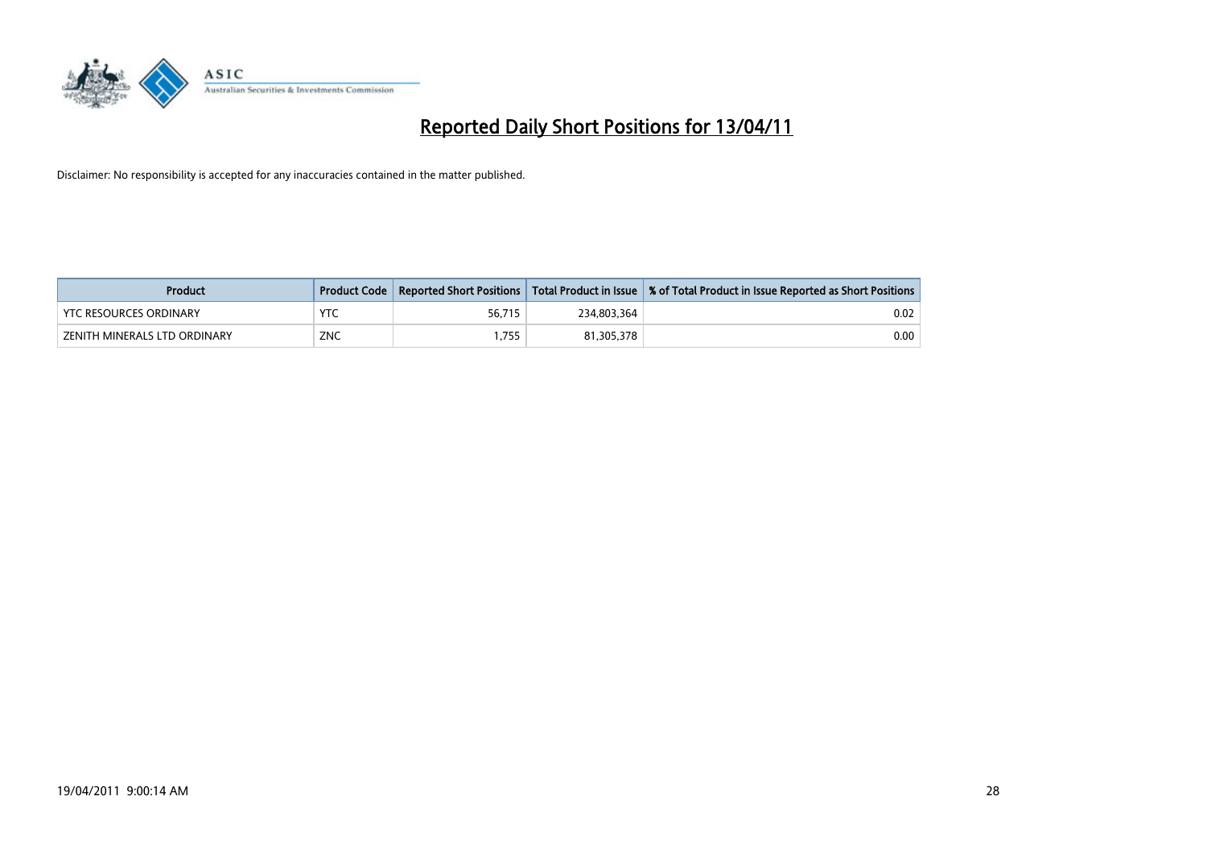# Reported Daily Short Positions for 13/04/11

Disclaimer: No responsibility is accepted for any inaccuracies contained in the matter published.

| Product | Product Code | Reported Short Positions | Total Product in Issue | % of Total Product in Issue Reported as Short Positions |
|---|---|---|---|---|
| YTC RESOURCES ORDINARY | YTC | 56,715 | 234,803,364 | 0.02 |
| ZENITH MINERALS LTD ORDINARY | ZNC | 1,755 | 81,305,378 | 0.00 |

19/04/2011 9:00:14 AM